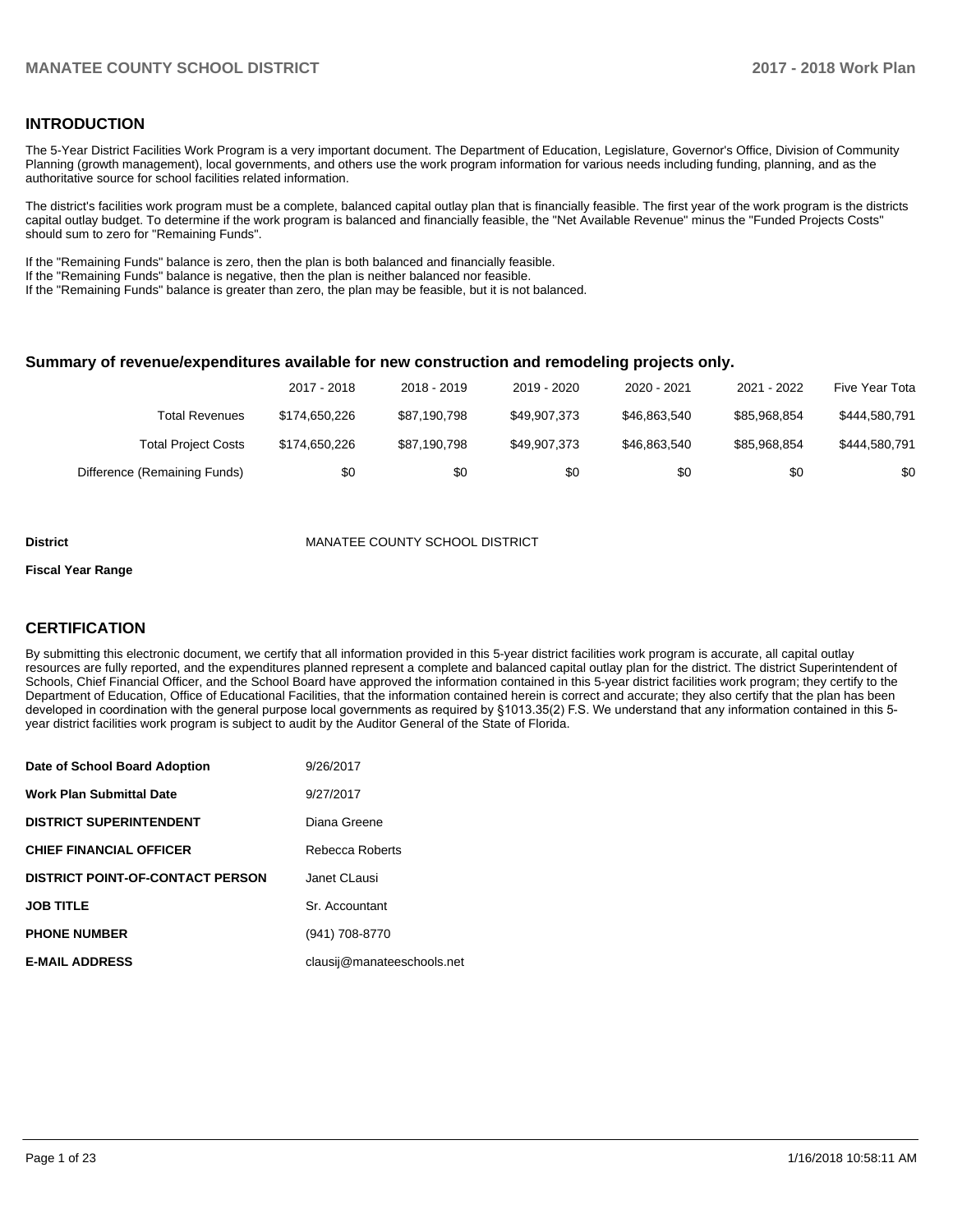## INTRODUCTION

The 5-Year District Facilities Work Program is a very important document. The Department of Education, Legislature, Governor's Office, Division of Community Planning (growth management), local governments, and others use the work program information for various needs including funding, planning, and as the authoritative source for school facilities related information.

The district's facilities work program must be a complete, balanced capital outlay plan that is financially feasible. The first year of the work program is the districts capital outlay budget. To determine if the work program is balanced and financially feasible, the "Net Available Revenue" minus the "Funded Projects Costs" should sum to zero for "Remaining Funds".

If the "Remaining Funds" balance is zero, then the plan is both balanced and financially feasible.
If the "Remaining Funds" balance is negative, then the plan is neither balanced nor feasible.
If the "Remaining Funds" balance is greater than zero, the plan may be feasible, but it is not balanced.

### Summary of revenue/expenditures available for new construction and remodeling projects only.

| | 2017 - 2018 | 2018 - 2019 | 2019 - 2020 | 2020 - 2021 | 2021 - 2022 | Five Year Tota |
|---|---|---|---|---|---|---|
| Total Revenues | $174,650,226 | $87,190,798 | $49,907,373 | $46,863,540 | $85,968,854 | $444,580,791 |
| Total Project Costs | $174,650,226 | $87,190,798 | $49,907,373 | $46,863,540 | $85,968,854 | $444,580,791 |
| Difference (Remaining Funds) | $0 | $0 | $0 | $0 | $0 | $0 |

**District** MANATEE COUNTY SCHOOL DISTRICT

**Fiscal Year Range**

## CERTIFICATION

By submitting this electronic document, we certify that all information provided in this 5-year district facilities work program is accurate, all capital outlay resources are fully reported, and the expenditures planned represent a complete and balanced capital outlay plan for the district. The district Superintendent of Schools, Chief Financial Officer, and the School Board have approved the information contained in this 5-year district facilities work program; they certify to the Department of Education, Office of Educational Facilities, that the information contained herein is correct and accurate; they also certify that the plan has been developed in coordination with the general purpose local governments as required by §1013.35(2) F.S. We understand that any information contained in this 5-year district facilities work program is subject to audit by the Auditor General of the State of Florida.

| | |
|---|---|
| **Date of School Board Adoption** | 9/26/2017 |
| **Work Plan Submittal Date** | 9/27/2017 |
| **DISTRICT SUPERINTENDENT** | Diana Greene |
| **CHIEF FINANCIAL OFFICER** | Rebecca Roberts |
| **DISTRICT POINT-OF-CONTACT PERSON** | Janet CLausi |
| **JOB TITLE** | Sr. Accountant |
| **PHONE NUMBER** | (941) 708-8770 |
| **E-MAIL ADDRESS** | clausij@manateeschools.net |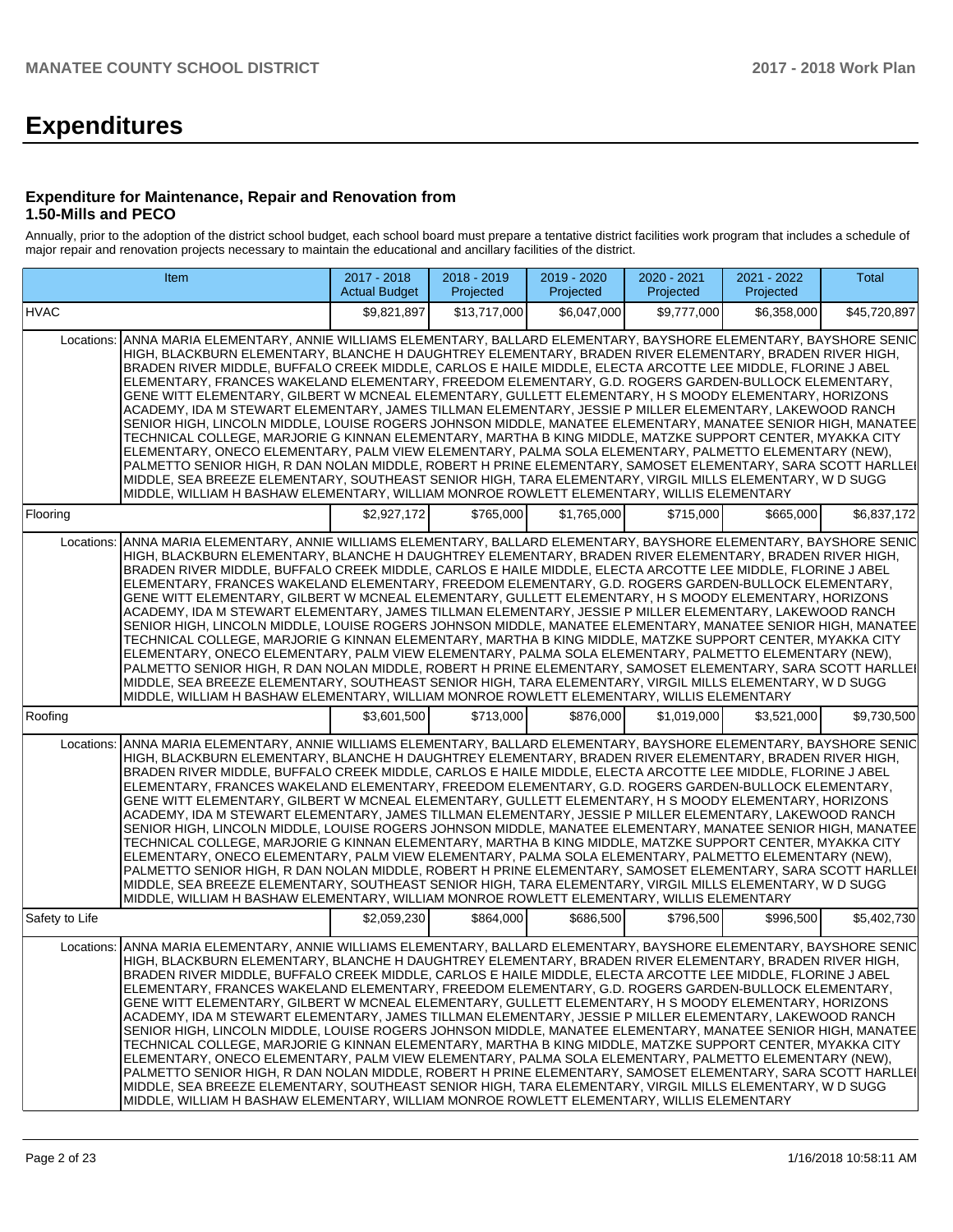# Expenditures

### Expenditure for Maintenance, Repair and Renovation from 1.50-Mills and PECO

Annually, prior to the adoption of the district school budget, each school board must prepare a tentative district facilities work program that includes a schedule of major repair and renovation projects necessary to maintain the educational and ancillary facilities of the district.

| Item | | 2017 - 2018 Actual Budget | 2018 - 2019 Projected | 2019 - 2020 Projected | 2020 - 2021 Projected | 2021 - 2022 Projected | Total |
|---|---|---|---|---|---|---|---|
| HVAC | | $9,821,897 | $13,717,000 | $6,047,000 | $9,777,000 | $6,358,000 | $45,720,897 |
| Locations: | ANNA MARIA ELEMENTARY, ANNIE WILLIAMS ELEMENTARY, BALLARD ELEMENTARY, BAYSHORE ELEMENTARY, BAYSHORE SENIOR HIGH, BLACKBURN ELEMENTARY, BLANCHE H DAUGHTREY ELEMENTARY, BRADEN RIVER ELEMENTARY, BRADEN RIVER HIGH, BRADEN RIVER MIDDLE, BUFFALO CREEK MIDDLE, CARLOS E HAILE MIDDLE, ELECTA ARCOTTE LEE MIDDLE, FLORINE J ABEL ELEMENTARY, FRANCES WAKELAND ELEMENTARY, FREEDOM ELEMENTARY, G.D. ROGERS GARDEN-BULLOCK ELEMENTARY, GENE WITT ELEMENTARY, GILBERT W MCNEAL ELEMENTARY, GULLETT ELEMENTARY, H S MOODY ELEMENTARY, HORIZONS ACADEMY, IDA M STEWART ELEMENTARY, JAMES TILLMAN ELEMENTARY, JESSIE P MILLER ELEMENTARY, LAKEWOOD RANCH SENIOR HIGH, LINCOLN MIDDLE, LOUISE ROGERS JOHNSON MIDDLE, MANATEE ELEMENTARY, MANATEE SENIOR HIGH, MANATEE TECHNICAL COLLEGE, MARJORIE G KINNAN ELEMENTARY, MARTHA B KING MIDDLE, MATZKE SUPPORT CENTER, MYAKKA CITY ELEMENTARY, ONECO ELEMENTARY, PALM VIEW ELEMENTARY, PALMA SOLA ELEMENTARY, PALMETTO ELEMENTARY (NEW), PALMETTO SENIOR HIGH, R DAN NOLAN MIDDLE, ROBERT H PRINE ELEMENTARY, SAMOSET ELEMENTARY, SARA SCOTT HARLLEE MIDDLE, SEA BREEZE ELEMENTARY, SOUTHEAST SENIOR HIGH, TARA ELEMENTARY, VIRGIL MILLS ELEMENTARY, W D SUGG MIDDLE, WILLIAM H BASHAW ELEMENTARY, WILLIAM MONROE ROWLETT ELEMENTARY, WILLIS ELEMENTARY | | | | | | |
| Flooring | | $2,927,172 | $765,000 | $1,765,000 | $715,000 | $665,000 | $6,837,172 |
| Locations: | ANNA MARIA ELEMENTARY, ANNIE WILLIAMS ELEMENTARY, BALLARD ELEMENTARY, BAYSHORE ELEMENTARY, BAYSHORE SENIOR HIGH, BLACKBURN ELEMENTARY, BLANCHE H DAUGHTREY ELEMENTARY, BRADEN RIVER ELEMENTARY, BRADEN RIVER HIGH, BRADEN RIVER MIDDLE, BUFFALO CREEK MIDDLE, CARLOS E HAILE MIDDLE, ELECTA ARCOTTE LEE MIDDLE, FLORINE J ABEL ELEMENTARY, FRANCES WAKELAND ELEMENTARY, FREEDOM ELEMENTARY, G.D. ROGERS GARDEN-BULLOCK ELEMENTARY, GENE WITT ELEMENTARY, GILBERT W MCNEAL ELEMENTARY, GULLETT ELEMENTARY, H S MOODY ELEMENTARY, HORIZONS ACADEMY, IDA M STEWART ELEMENTARY, JAMES TILLMAN ELEMENTARY, JESSIE P MILLER ELEMENTARY, LAKEWOOD RANCH SENIOR HIGH, LINCOLN MIDDLE, LOUISE ROGERS JOHNSON MIDDLE, MANATEE ELEMENTARY, MANATEE SENIOR HIGH, MANATEE TECHNICAL COLLEGE, MARJORIE G KINNAN ELEMENTARY, MARTHA B KING MIDDLE, MATZKE SUPPORT CENTER, MYAKKA CITY ELEMENTARY, ONECO ELEMENTARY, PALM VIEW ELEMENTARY, PALMA SOLA ELEMENTARY, PALMETTO ELEMENTARY (NEW), PALMETTO SENIOR HIGH, R DAN NOLAN MIDDLE, ROBERT H PRINE ELEMENTARY, SAMOSET ELEMENTARY, SARA SCOTT HARLLEE MIDDLE, SEA BREEZE ELEMENTARY, SOUTHEAST SENIOR HIGH, TARA ELEMENTARY, VIRGIL MILLS ELEMENTARY, W D SUGG MIDDLE, WILLIAM H BASHAW ELEMENTARY, WILLIAM MONROE ROWLETT ELEMENTARY, WILLIS ELEMENTARY | | | | | | |
| Roofing | | $3,601,500 | $713,000 | $876,000 | $1,019,000 | $3,521,000 | $9,730,500 |
| Locations: | ANNA MARIA ELEMENTARY, ANNIE WILLIAMS ELEMENTARY, BALLARD ELEMENTARY, BAYSHORE ELEMENTARY, BAYSHORE SENIOR HIGH, BLACKBURN ELEMENTARY, BLANCHE H DAUGHTREY ELEMENTARY, BRADEN RIVER ELEMENTARY, BRADEN RIVER HIGH, BRADEN RIVER MIDDLE, BUFFALO CREEK MIDDLE, CARLOS E HAILE MIDDLE, ELECTA ARCOTTE LEE MIDDLE, FLORINE J ABEL ELEMENTARY, FRANCES WAKELAND ELEMENTARY, FREEDOM ELEMENTARY, G.D. ROGERS GARDEN-BULLOCK ELEMENTARY, GENE WITT ELEMENTARY, GILBERT W MCNEAL ELEMENTARY, GULLETT ELEMENTARY, H S MOODY ELEMENTARY, HORIZONS ACADEMY, IDA M STEWART ELEMENTARY, JAMES TILLMAN ELEMENTARY, JESSIE P MILLER ELEMENTARY, LAKEWOOD RANCH SENIOR HIGH, LINCOLN MIDDLE, LOUISE ROGERS JOHNSON MIDDLE, MANATEE ELEMENTARY, MANATEE SENIOR HIGH, MANATEE TECHNICAL COLLEGE, MARJORIE G KINNAN ELEMENTARY, MARTHA B KING MIDDLE, MATZKE SUPPORT CENTER, MYAKKA CITY ELEMENTARY, ONECO ELEMENTARY, PALM VIEW ELEMENTARY, PALMA SOLA ELEMENTARY, PALMETTO ELEMENTARY (NEW), PALMETTO SENIOR HIGH, R DAN NOLAN MIDDLE, ROBERT H PRINE ELEMENTARY, SAMOSET ELEMENTARY, SARA SCOTT HARLLEE MIDDLE, SEA BREEZE ELEMENTARY, SOUTHEAST SENIOR HIGH, TARA ELEMENTARY, VIRGIL MILLS ELEMENTARY, W D SUGG MIDDLE, WILLIAM H BASHAW ELEMENTARY, WILLIAM MONROE ROWLETT ELEMENTARY, WILLIS ELEMENTARY | | | | | | |
| Safety to Life | | $2,059,230 | $864,000 | $686,500 | $796,500 | $996,500 | $5,402,730 |
| Locations: | ANNA MARIA ELEMENTARY, ANNIE WILLIAMS ELEMENTARY, BALLARD ELEMENTARY, BAYSHORE ELEMENTARY, BAYSHORE SENIOR HIGH, BLACKBURN ELEMENTARY, BLANCHE H DAUGHTREY ELEMENTARY, BRADEN RIVER ELEMENTARY, BRADEN RIVER HIGH, BRADEN RIVER MIDDLE, BUFFALO CREEK MIDDLE, CARLOS E HAILE MIDDLE, ELECTA ARCOTTE LEE MIDDLE, FLORINE J ABEL ELEMENTARY, FRANCES WAKELAND ELEMENTARY, FREEDOM ELEMENTARY, G.D. ROGERS GARDEN-BULLOCK ELEMENTARY, GENE WITT ELEMENTARY, GILBERT W MCNEAL ELEMENTARY, GULLETT ELEMENTARY, H S MOODY ELEMENTARY, HORIZONS ACADEMY, IDA M STEWART ELEMENTARY, JAMES TILLMAN ELEMENTARY, JESSIE P MILLER ELEMENTARY, LAKEWOOD RANCH SENIOR HIGH, LINCOLN MIDDLE, LOUISE ROGERS JOHNSON MIDDLE, MANATEE ELEMENTARY, MANATEE SENIOR HIGH, MANATEE TECHNICAL COLLEGE, MARJORIE G KINNAN ELEMENTARY, MARTHA B KING MIDDLE, MATZKE SUPPORT CENTER, MYAKKA CITY ELEMENTARY, ONECO ELEMENTARY, PALM VIEW ELEMENTARY, PALMA SOLA ELEMENTARY, PALMETTO ELEMENTARY (NEW), PALMETTO SENIOR HIGH, R DAN NOLAN MIDDLE, ROBERT H PRINE ELEMENTARY, SAMOSET ELEMENTARY, SARA SCOTT HARLLEE MIDDLE, SEA BREEZE ELEMENTARY, SOUTHEAST SENIOR HIGH, TARA ELEMENTARY, VIRGIL MILLS ELEMENTARY, W D SUGG MIDDLE, WILLIAM H BASHAW ELEMENTARY, WILLIAM MONROE ROWLETT ELEMENTARY, WILLIS ELEMENTARY | | | | | | |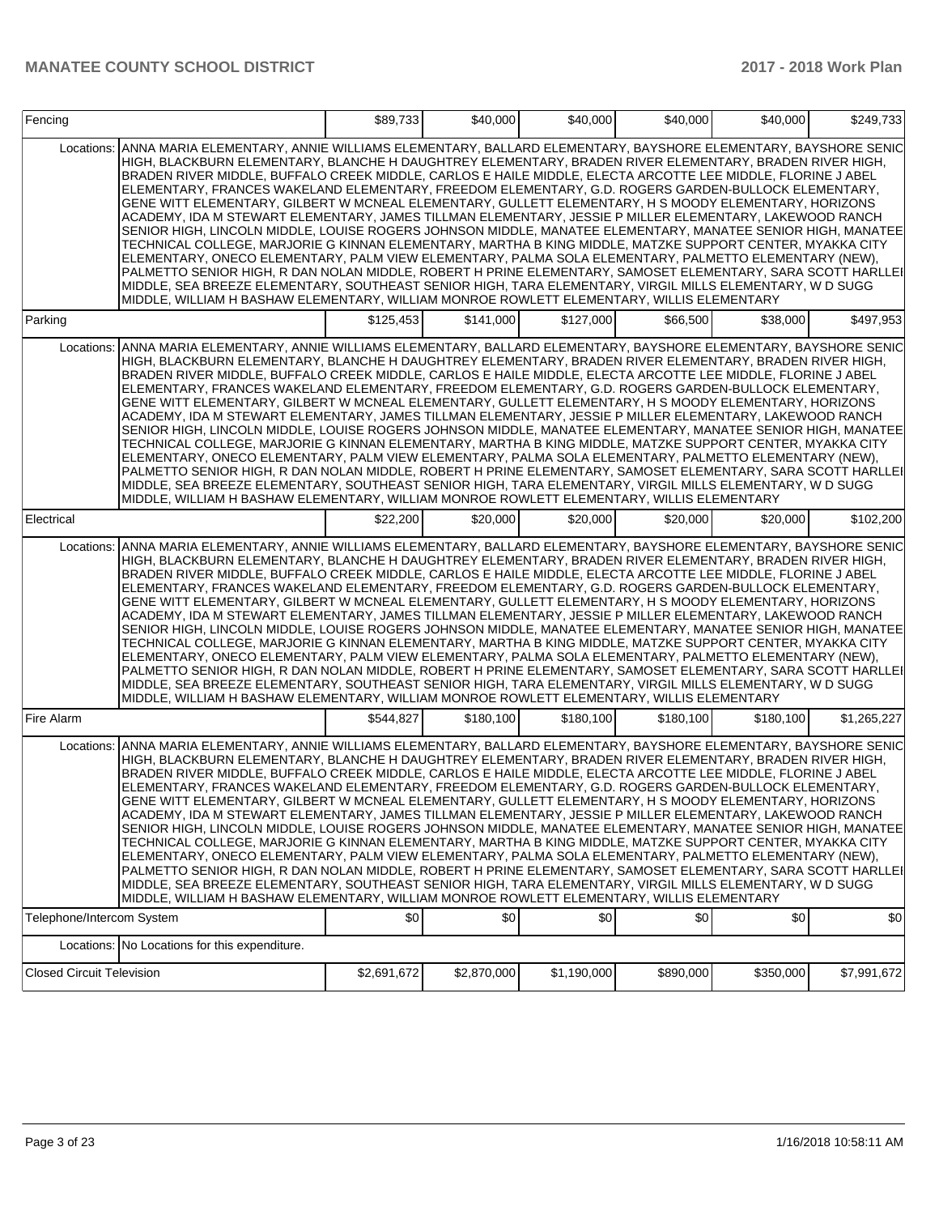| Fencing | | $89,733 | $40,000 | $40,000 | $40,000 | $40,000 | $249,733 |
|---|---|---|---|---|---|---|---|
| | Locations: | ANNA MARIA ELEMENTARY, ANNIE WILLIAMS ELEMENTARY, BALLARD ELEMENTARY, BAYSHORE ELEMENTARY, BAYSHORE SENIOR HIGH, BLACKBURN ELEMENTARY, BLANCHE H DAUGHTREY ELEMENTARY, BRADEN RIVER ELEMENTARY, BRADEN RIVER HIGH, BRADEN RIVER MIDDLE, BUFFALO CREEK MIDDLE, CARLOS E HAILE MIDDLE, ELECTA ARCOTTE LEE MIDDLE, FLORINE J ABEL ELEMENTARY, FRANCES WAKELAND ELEMENTARY, FREEDOM ELEMENTARY, G.D. ROGERS GARDEN-BULLOCK ELEMENTARY, GENE WITT ELEMENTARY, GILBERT W MCNEAL ELEMENTARY, GULLETT ELEMENTARY, H S MOODY ELEMENTARY, HORIZONS ACADEMY, IDA M STEWART ELEMENTARY, JAMES TILLMAN ELEMENTARY, JESSIE P MILLER ELEMENTARY, LAKEWOOD RANCH SENIOR HIGH, LINCOLN MIDDLE, LOUISE ROGERS JOHNSON MIDDLE, MANATEE ELEMENTARY, MANATEE SENIOR HIGH, MANATEE TECHNICAL COLLEGE, MARJORIE G KINNAN ELEMENTARY, MARTHA B KING MIDDLE, MATZKE SUPPORT CENTER, MYAKKA CITY ELEMENTARY, ONECO ELEMENTARY, PALM VIEW ELEMENTARY, PALMA SOLA ELEMENTARY, PALMETTO ELEMENTARY (NEW), PALMETTO SENIOR HIGH, R DAN NOLAN MIDDLE, ROBERT H PRINE ELEMENTARY, SAMOSET ELEMENTARY, SARA SCOTT HARLLEE MIDDLE, SEA BREEZE ELEMENTARY, SOUTHEAST SENIOR HIGH, TARA ELEMENTARY, VIRGIL MILLS ELEMENTARY, W D SUGG MIDDLE, WILLIAM H BASHAW ELEMENTARY, WILLIAM MONROE ROWLETT ELEMENTARY, WILLIS ELEMENTARY | | | | | |
| Parking | | $125,453 | $141,000 | $127,000 | $66,500 | $38,000 | $497,953 |
| | Locations: | ANNA MARIA ELEMENTARY, ANNIE WILLIAMS ELEMENTARY, BALLARD ELEMENTARY, BAYSHORE ELEMENTARY, BAYSHORE SENIOR HIGH, BLACKBURN ELEMENTARY, BLANCHE H DAUGHTREY ELEMENTARY, BRADEN RIVER ELEMENTARY, BRADEN RIVER HIGH, BRADEN RIVER MIDDLE, BUFFALO CREEK MIDDLE, CARLOS E HAILE MIDDLE, ELECTA ARCOTTE LEE MIDDLE, FLORINE J ABEL ELEMENTARY, FRANCES WAKELAND ELEMENTARY, FREEDOM ELEMENTARY, G.D. ROGERS GARDEN-BULLOCK ELEMENTARY, GENE WITT ELEMENTARY, GILBERT W MCNEAL ELEMENTARY, GULLETT ELEMENTARY, H S MOODY ELEMENTARY, HORIZONS ACADEMY, IDA M STEWART ELEMENTARY, JAMES TILLMAN ELEMENTARY, JESSIE P MILLER ELEMENTARY, LAKEWOOD RANCH SENIOR HIGH, LINCOLN MIDDLE, LOUISE ROGERS JOHNSON MIDDLE, MANATEE ELEMENTARY, MANATEE SENIOR HIGH, MANATEE TECHNICAL COLLEGE, MARJORIE G KINNAN ELEMENTARY, MARTHA B KING MIDDLE, MATZKE SUPPORT CENTER, MYAKKA CITY ELEMENTARY, ONECO ELEMENTARY, PALM VIEW ELEMENTARY, PALMA SOLA ELEMENTARY, PALMETTO ELEMENTARY (NEW), PALMETTO SENIOR HIGH, R DAN NOLAN MIDDLE, ROBERT H PRINE ELEMENTARY, SAMOSET ELEMENTARY, SARA SCOTT HARLLEE MIDDLE, SEA BREEZE ELEMENTARY, SOUTHEAST SENIOR HIGH, TARA ELEMENTARY, VIRGIL MILLS ELEMENTARY, W D SUGG MIDDLE, WILLIAM H BASHAW ELEMENTARY, WILLIAM MONROE ROWLETT ELEMENTARY, WILLIS ELEMENTARY | | | | | |
| Electrical | | $22,200 | $20,000 | $20,000 | $20,000 | $20,000 | $102,200 |
| | Locations: | ANNA MARIA ELEMENTARY, ANNIE WILLIAMS ELEMENTARY, BALLARD ELEMENTARY, BAYSHORE ELEMENTARY, BAYSHORE SENIOR HIGH, BLACKBURN ELEMENTARY, BLANCHE H DAUGHTREY ELEMENTARY, BRADEN RIVER ELEMENTARY, BRADEN RIVER HIGH, BRADEN RIVER MIDDLE, BUFFALO CREEK MIDDLE, CARLOS E HAILE MIDDLE, ELECTA ARCOTTE LEE MIDDLE, FLORINE J ABEL ELEMENTARY, FRANCES WAKELAND ELEMENTARY, FREEDOM ELEMENTARY, G.D. ROGERS GARDEN-BULLOCK ELEMENTARY, GENE WITT ELEMENTARY, GILBERT W MCNEAL ELEMENTARY, GULLETT ELEMENTARY, H S MOODY ELEMENTARY, HORIZONS ACADEMY, IDA M STEWART ELEMENTARY, JAMES TILLMAN ELEMENTARY, JESSIE P MILLER ELEMENTARY, LAKEWOOD RANCH SENIOR HIGH, LINCOLN MIDDLE, LOUISE ROGERS JOHNSON MIDDLE, MANATEE ELEMENTARY, MANATEE SENIOR HIGH, MANATEE TECHNICAL COLLEGE, MARJORIE G KINNAN ELEMENTARY, MARTHA B KING MIDDLE, MATZKE SUPPORT CENTER, MYAKKA CITY ELEMENTARY, ONECO ELEMENTARY, PALM VIEW ELEMENTARY, PALMA SOLA ELEMENTARY, PALMETTO ELEMENTARY (NEW), PALMETTO SENIOR HIGH, R DAN NOLAN MIDDLE, ROBERT H PRINE ELEMENTARY, SAMOSET ELEMENTARY, SARA SCOTT HARLLEE MIDDLE, SEA BREEZE ELEMENTARY, SOUTHEAST SENIOR HIGH, TARA ELEMENTARY, VIRGIL MILLS ELEMENTARY, W D SUGG MIDDLE, WILLIAM H BASHAW ELEMENTARY, WILLIAM MONROE ROWLETT ELEMENTARY, WILLIS ELEMENTARY | | | | | |
| Fire Alarm | | $544,827 | $180,100 | $180,100 | $180,100 | $180,100 | $1,265,227 |
| | Locations: | ANNA MARIA ELEMENTARY, ANNIE WILLIAMS ELEMENTARY, BALLARD ELEMENTARY, BAYSHORE ELEMENTARY, BAYSHORE SENIOR HIGH, BLACKBURN ELEMENTARY, BLANCHE H DAUGHTREY ELEMENTARY, BRADEN RIVER ELEMENTARY, BRADEN RIVER HIGH, BRADEN RIVER MIDDLE, BUFFALO CREEK MIDDLE, CARLOS E HAILE MIDDLE, ELECTA ARCOTTE LEE MIDDLE, FLORINE J ABEL ELEMENTARY, FRANCES WAKELAND ELEMENTARY, FREEDOM ELEMENTARY, G.D. ROGERS GARDEN-BULLOCK ELEMENTARY, GENE WITT ELEMENTARY, GILBERT W MCNEAL ELEMENTARY, GULLETT ELEMENTARY, H S MOODY ELEMENTARY, HORIZONS ACADEMY, IDA M STEWART ELEMENTARY, JAMES TILLMAN ELEMENTARY, JESSIE P MILLER ELEMENTARY, LAKEWOOD RANCH SENIOR HIGH, LINCOLN MIDDLE, LOUISE ROGERS JOHNSON MIDDLE, MANATEE ELEMENTARY, MANATEE SENIOR HIGH, MANATEE TECHNICAL COLLEGE, MARJORIE G KINNAN ELEMENTARY, MARTHA B KING MIDDLE, MATZKE SUPPORT CENTER, MYAKKA CITY ELEMENTARY, ONECO ELEMENTARY, PALM VIEW ELEMENTARY, PALMA SOLA ELEMENTARY, PALMETTO ELEMENTARY (NEW), PALMETTO SENIOR HIGH, R DAN NOLAN MIDDLE, ROBERT H PRINE ELEMENTARY, SAMOSET ELEMENTARY, SARA SCOTT HARLLEE MIDDLE, SEA BREEZE ELEMENTARY, SOUTHEAST SENIOR HIGH, TARA ELEMENTARY, VIRGIL MILLS ELEMENTARY, W D SUGG MIDDLE, WILLIAM H BASHAW ELEMENTARY, WILLIAM MONROE ROWLETT ELEMENTARY, WILLIS ELEMENTARY | | | | | |
| Telephone/Intercom System | | $0 | $0 | $0 | $0 | $0 | $0 |
| | Locations: | No Locations for this expenditure. | | | | | |
| Closed Circuit Television | | $2,691,672 | $2,870,000 | $1,190,000 | $890,000 | $350,000 | $7,991,672 |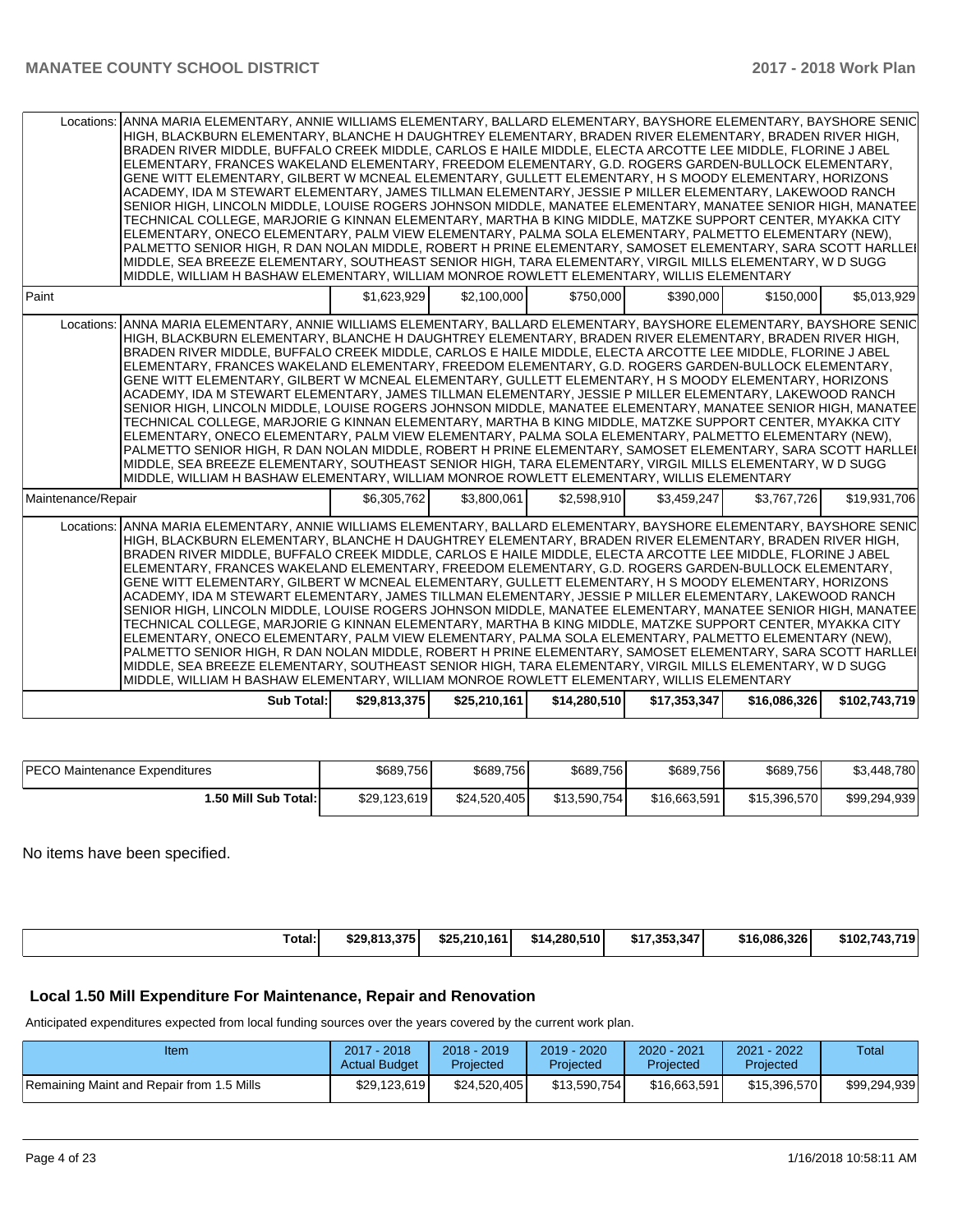| | | | | | | |
|---|---|---|---|---|---|---|
| Locations: | ANNA MARIA ELEMENTARY, ANNIE WILLIAMS ELEMENTARY, BALLARD ELEMENTARY, BAYSHORE ELEMENTARY, BAYSHORE SENIOR HIGH, BLACKBURN ELEMENTARY, BLANCHE H DAUGHTREY ELEMENTARY, BRADEN RIVER ELEMENTARY, BRADEN RIVER HIGH, BRADEN RIVER MIDDLE, BUFFALO CREEK MIDDLE, CARLOS E HAILE MIDDLE, ELECTA ARCOTTE LEE MIDDLE, FLORINE J ABEL ELEMENTARY, FRANCES WAKELAND ELEMENTARY, FREEDOM ELEMENTARY, G.D. ROGERS GARDEN-BULLOCK ELEMENTARY, GENE WITT ELEMENTARY, GILBERT W MCNEAL ELEMENTARY, GULLETT ELEMENTARY, H S MOODY ELEMENTARY, HORIZONS ACADEMY, IDA M STEWART ELEMENTARY, JAMES TILLMAN ELEMENTARY, JESSIE P MILLER ELEMENTARY, LAKEWOOD RANCH SENIOR HIGH, LINCOLN MIDDLE, LOUISE ROGERS JOHNSON MIDDLE, MANATEE ELEMENTARY, MANATEE SENIOR HIGH, MANATEE TECHNICAL COLLEGE, MARJORIE G KINNAN ELEMENTARY, MARTHA B KING MIDDLE, MATZKE SUPPORT CENTER, MYAKKA CITY ELEMENTARY, ONECO ELEMENTARY, PALM VIEW ELEMENTARY, PALMA SOLA ELEMENTARY, PALMETTO ELEMENTARY (NEW), PALMETTO SENIOR HIGH, R DAN NOLAN MIDDLE, ROBERT H PRINE ELEMENTARY, SAMOSET ELEMENTARY, SARA SCOTT HARLLEE MIDDLE, SEA BREEZE ELEMENTARY, SOUTHEAST SENIOR HIGH, TARA ELEMENTARY, VIRGIL MILLS ELEMENTARY, W D SUGG MIDDLE, WILLIAM H BASHAW ELEMENTARY, WILLIAM MONROE ROWLETT ELEMENTARY, WILLIS ELEMENTARY | | | | | |
| Paint | | $1,623,929 | $2,100,000 | $750,000 | $390,000 | $150,000 | $5,013,929 |
| Locations: | ANNA MARIA ELEMENTARY, ANNIE WILLIAMS ELEMENTARY, BALLARD ELEMENTARY, BAYSHORE ELEMENTARY, BAYSHORE SENIOR HIGH, BLACKBURN ELEMENTARY, BLANCHE H DAUGHTREY ELEMENTARY, BRADEN RIVER ELEMENTARY, BRADEN RIVER HIGH, BRADEN RIVER MIDDLE, BUFFALO CREEK MIDDLE, CARLOS E HAILE MIDDLE, ELECTA ARCOTTE LEE MIDDLE, FLORINE J ABEL ELEMENTARY, FRANCES WAKELAND ELEMENTARY, FREEDOM ELEMENTARY, G.D. ROGERS GARDEN-BULLOCK ELEMENTARY, GENE WITT ELEMENTARY, GILBERT W MCNEAL ELEMENTARY, GULLETT ELEMENTARY, H S MOODY ELEMENTARY, HORIZONS ACADEMY, IDA M STEWART ELEMENTARY, JAMES TILLMAN ELEMENTARY, JESSIE P MILLER ELEMENTARY, LAKEWOOD RANCH SENIOR HIGH, LINCOLN MIDDLE, LOUISE ROGERS JOHNSON MIDDLE, MANATEE ELEMENTARY, MANATEE SENIOR HIGH, MANATEE TECHNICAL COLLEGE, MARJORIE G KINNAN ELEMENTARY, MARTHA B KING MIDDLE, MATZKE SUPPORT CENTER, MYAKKA CITY ELEMENTARY, ONECO ELEMENTARY, PALM VIEW ELEMENTARY, PALMA SOLA ELEMENTARY, PALMETTO ELEMENTARY (NEW), PALMETTO SENIOR HIGH, R DAN NOLAN MIDDLE, ROBERT H PRINE ELEMENTARY, SAMOSET ELEMENTARY, SARA SCOTT HARLLEE MIDDLE, SEA BREEZE ELEMENTARY, SOUTHEAST SENIOR HIGH, TARA ELEMENTARY, VIRGIL MILLS ELEMENTARY, W D SUGG MIDDLE, WILLIAM H BASHAW ELEMENTARY, WILLIAM MONROE ROWLETT ELEMENTARY, WILLIS ELEMENTARY | | | | | |
| Maintenance/Repair | | $6,305,762 | $3,800,061 | $2,598,910 | $3,459,247 | $3,767,726 | $19,931,706 |
| Locations: | ANNA MARIA ELEMENTARY, ANNIE WILLIAMS ELEMENTARY, BALLARD ELEMENTARY, BAYSHORE ELEMENTARY, BAYSHORE SENIOR HIGH, BLACKBURN ELEMENTARY, BLANCHE H DAUGHTREY ELEMENTARY, BRADEN RIVER ELEMENTARY, BRADEN RIVER HIGH, BRADEN RIVER MIDDLE, BUFFALO CREEK MIDDLE, CARLOS E HAILE MIDDLE, ELECTA ARCOTTE LEE MIDDLE, FLORINE J ABEL ELEMENTARY, FRANCES WAKELAND ELEMENTARY, FREEDOM ELEMENTARY, G.D. ROGERS GARDEN-BULLOCK ELEMENTARY, GENE WITT ELEMENTARY, GILBERT W MCNEAL ELEMENTARY, GULLETT ELEMENTARY, H S MOODY ELEMENTARY, HORIZONS ACADEMY, IDA M STEWART ELEMENTARY, JAMES TILLMAN ELEMENTARY, JESSIE P MILLER ELEMENTARY, LAKEWOOD RANCH SENIOR HIGH, LINCOLN MIDDLE, LOUISE ROGERS JOHNSON MIDDLE, MANATEE ELEMENTARY, MANATEE SENIOR HIGH, MANATEE TECHNICAL COLLEGE, MARJORIE G KINNAN ELEMENTARY, MARTHA B KING MIDDLE, MATZKE SUPPORT CENTER, MYAKKA CITY ELEMENTARY, ONECO ELEMENTARY, PALM VIEW ELEMENTARY, PALMA SOLA ELEMENTARY, PALMETTO ELEMENTARY (NEW), PALMETTO SENIOR HIGH, R DAN NOLAN MIDDLE, ROBERT H PRINE ELEMENTARY, SAMOSET ELEMENTARY, SARA SCOTT HARLLEE MIDDLE, SEA BREEZE ELEMENTARY, SOUTHEAST SENIOR HIGH, TARA ELEMENTARY, VIRGIL MILLS ELEMENTARY, W D SUGG MIDDLE, WILLIAM H BASHAW ELEMENTARY, WILLIAM MONROE ROWLETT ELEMENTARY, WILLIS ELEMENTARY | | | | | |
| | **Sub Total:** | **$29,813,375** | **$25,210,161** | **$14,280,510** | **$17,353,347** | **$16,086,326** | **$102,743,719** |

| | | | | | | |
|---|---|---|---|---|---|---|
| PECO Maintenance Expenditures | $689,756 | $689,756 | $689,756 | $689,756 | $689,756 | $3,448,780 |
| **1.50 Mill Sub Total:** | $29,123,619 | $24,520,405 | $13,590,754 | $16,663,591 | $15,396,570 | $99,294,939 |

No items have been specified.

| | | | | | | |
|---|---|---|---|---|---|---|
| **Total:** | **$29,813,375** | **$25,210,161** | **$14,280,510** | **$17,353,347** | **$16,086,326** | **$102,743,719** |

## Local 1.50 Mill Expenditure For Maintenance, Repair and Renovation

Anticipated expenditures expected from local funding sources over the years covered by the current work plan.

| Item | 2017 - 2018 Actual Budget | 2018 - 2019 Projected | 2019 - 2020 Projected | 2020 - 2021 Projected | 2021 - 2022 Projected | Total |
|---|---|---|---|---|---|---|
| Remaining Maint and Repair from 1.5 Mills | $29,123,619 | $24,520,405 | $13,590,754 | $16,663,591 | $15,396,570 | $99,294,939 |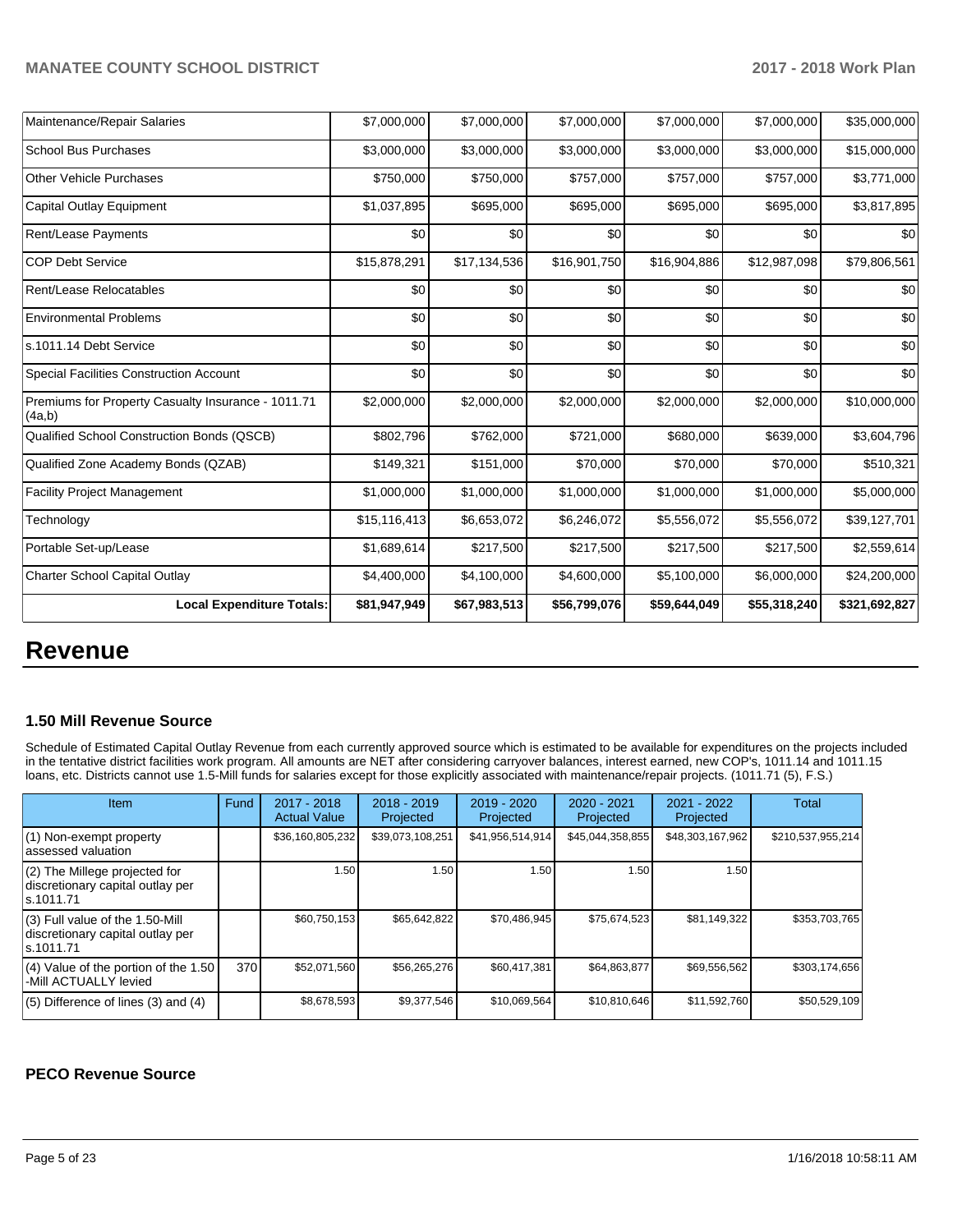| | | | | | | |
|---|---|---|---|---|---|---|
| Maintenance/Repair Salaries | $7,000,000 | $7,000,000 | $7,000,000 | $7,000,000 | $7,000,000 | $35,000,000 |
| School Bus Purchases | $3,000,000 | $3,000,000 | $3,000,000 | $3,000,000 | $3,000,000 | $15,000,000 |
| Other Vehicle Purchases | $750,000 | $750,000 | $757,000 | $757,000 | $757,000 | $3,771,000 |
| Capital Outlay Equipment | $1,037,895 | $695,000 | $695,000 | $695,000 | $695,000 | $3,817,895 |
| Rent/Lease Payments | $0 | $0 | $0 | $0 | $0 | $0 |
| COP Debt Service | $15,878,291 | $17,134,536 | $16,901,750 | $16,904,886 | $12,987,098 | $79,806,561 |
| Rent/Lease Relocatables | $0 | $0 | $0 | $0 | $0 | $0 |
| Environmental Problems | $0 | $0 | $0 | $0 | $0 | $0 |
| s.1011.14 Debt Service | $0 | $0 | $0 | $0 | $0 | $0 |
| Special Facilities Construction Account | $0 | $0 | $0 | $0 | $0 | $0 |
| Premiums for Property Casualty Insurance - 1011.71 (4a,b) | $2,000,000 | $2,000,000 | $2,000,000 | $2,000,000 | $2,000,000 | $10,000,000 |
| Qualified School Construction Bonds (QSCB) | $802,796 | $762,000 | $721,000 | $680,000 | $639,000 | $3,604,796 |
| Qualified Zone Academy Bonds (QZAB) | $149,321 | $151,000 | $70,000 | $70,000 | $70,000 | $510,321 |
| Facility Project Management | $1,000,000 | $1,000,000 | $1,000,000 | $1,000,000 | $1,000,000 | $5,000,000 |
| Technology | $15,116,413 | $6,653,072 | $6,246,072 | $5,556,072 | $5,556,072 | $39,127,701 |
| Portable Set-up/Lease | $1,689,614 | $217,500 | $217,500 | $217,500 | $217,500 | $2,559,614 |
| Charter School Capital Outlay | $4,400,000 | $4,100,000 | $4,600,000 | $5,100,000 | $6,000,000 | $24,200,000 |
| **Local Expenditure Totals:** | **$81,947,949** | **$67,983,513** | **$56,799,076** | **$59,644,049** | **$55,318,240** | **$321,692,827** |

# Revenue

### 1.50 Mill Revenue Source

Schedule of Estimated Capital Outlay Revenue from each currently approved source which is estimated to be available for expenditures on the projects included in the tentative district facilities work program. All amounts are NET after considering carryover balances, interest earned, new COP's, 1011.14 and 1011.15 loans, etc. Districts cannot use 1.5-Mill funds for salaries except for those explicitly associated with maintenance/repair projects. (1011.71 (5), F.S.)

| Item | Fund | 2017 - 2018 Actual Value | 2018 - 2019 Projected | 2019 - 2020 Projected | 2020 - 2021 Projected | 2021 - 2022 Projected | Total |
|---|---|---|---|---|---|---|---|
| (1) Non-exempt property assessed valuation | | $36,160,805,232 | $39,073,108,251 | $41,956,514,914 | $45,044,358,855 | $48,303,167,962 | $210,537,955,214 |
| (2) The Millege projected for discretionary capital outlay per s.1011.71 | | 1.50 | 1.50 | 1.50 | 1.50 | 1.50 | |
| (3) Full value of the 1.50-Mill discretionary capital outlay per s.1011.71 | | $60,750,153 | $65,642,822 | $70,486,945 | $75,674,523 | $81,149,322 | $353,703,765 |
| (4) Value of the portion of the 1.50 -Mill ACTUALLY levied | 370 | $52,071,560 | $56,265,276 | $60,417,381 | $64,863,877 | $69,556,562 | $303,174,656 |
| (5) Difference of lines (3) and (4) | | $8,678,593 | $9,377,546 | $10,069,564 | $10,810,646 | $11,592,760 | $50,529,109 |

### PECO Revenue Source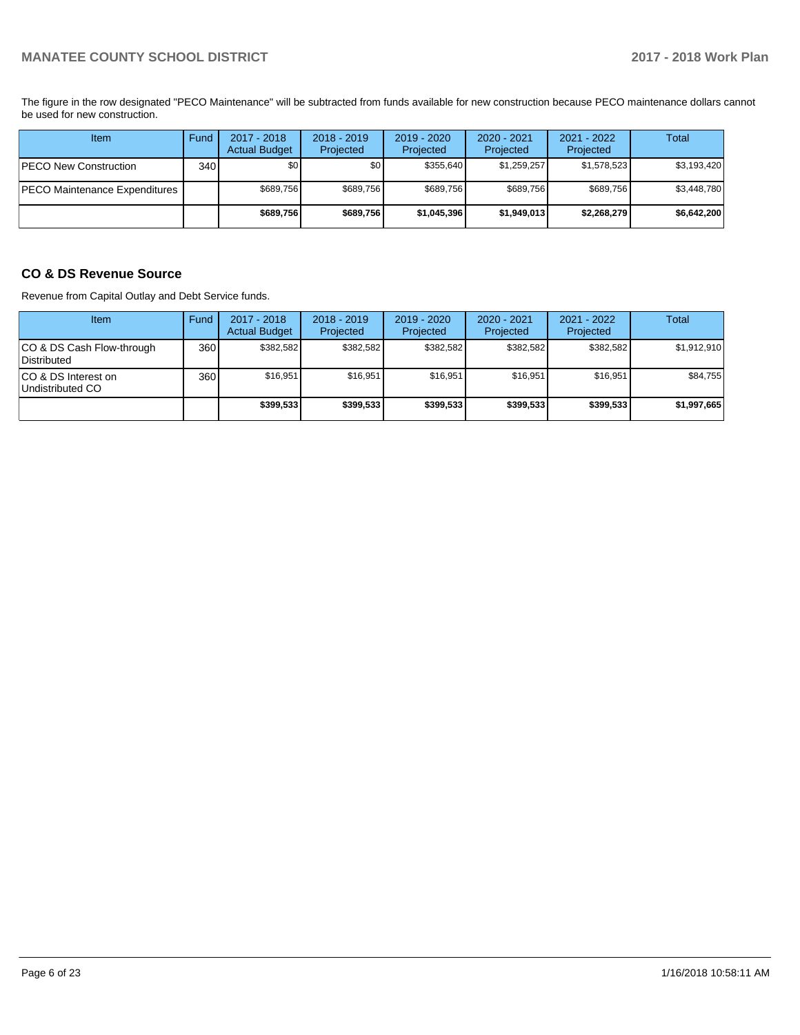The figure in the row designated "PECO Maintenance" will be subtracted from funds available for new construction because PECO maintenance dollars cannot be used for new construction.

| Item | Fund | 2017 - 2018 Actual Budget | 2018 - 2019 Projected | 2019 - 2020 Projected | 2020 - 2021 Projected | 2021 - 2022 Projected | Total |
|---|---|---|---|---|---|---|---|
| PECO New Construction | 340 | $0 | $0 | $355,640 | $1,259,257 | $1,578,523 | $3,193,420 |
| PECO Maintenance Expenditures | | $689,756 | $689,756 | $689,756 | $689,756 | $689,756 | $3,448,780 |
| | | **$689,756** | **$689,756** | **$1,045,396** | **$1,949,013** | **$2,268,279** | **$6,642,200** |

## CO & DS Revenue Source

Revenue from Capital Outlay and Debt Service funds.

| Item | Fund | 2017 - 2018 Actual Budget | 2018 - 2019 Projected | 2019 - 2020 Projected | 2020 - 2021 Projected | 2021 - 2022 Projected | Total |
|---|---|---|---|---|---|---|---|
| CO & DS Cash Flow-through Distributed | 360 | $382,582 | $382,582 | $382,582 | $382,582 | $382,582 | $1,912,910 |
| CO & DS Interest on Undistributed CO | 360 | $16,951 | $16,951 | $16,951 | $16,951 | $16,951 | $84,755 |
| | | **$399,533** | **$399,533** | **$399,533** | **$399,533** | **$399,533** | **$1,997,665** |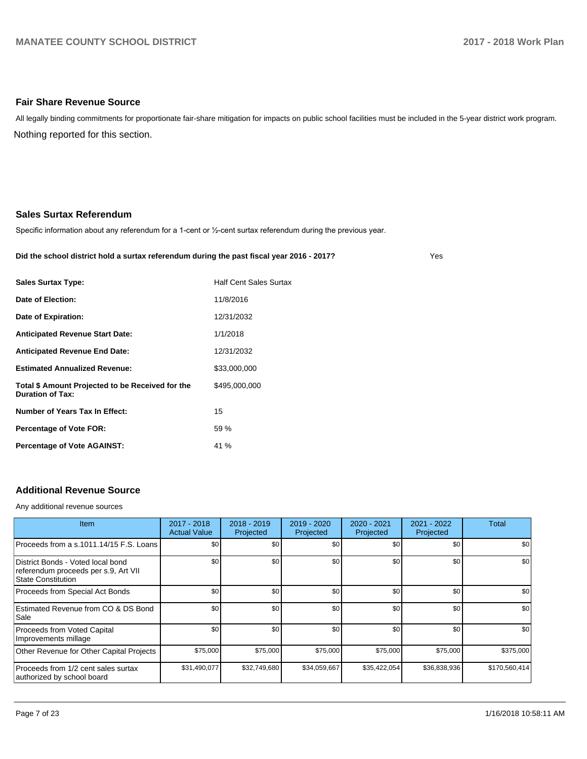## Fair Share Revenue Source

All legally binding commitments for proportionate fair-share mitigation for impacts on public school facilities must be included in the 5-year district work program.

Nothing reported for this section.

## Sales Surtax Referendum

Specific information about any referendum for a 1-cent or ½-cent surtax referendum during the previous year.

**Did the school district hold a surtax referendum during the past fiscal year 2016 - 2017?** Yes

| | |
|---|---|
| **Sales Surtax Type:** | Half Cent Sales Surtax |
| **Date of Election:** | 11/8/2016 |
| **Date of Expiration:** | 12/31/2032 |
| **Anticipated Revenue Start Date:** | 1/1/2018 |
| **Anticipated Revenue End Date:** | 12/31/2032 |
| **Estimated Annualized Revenue:** | $33,000,000 |
| **Total $ Amount Projected to be Received for the Duration of Tax:** | $495,000,000 |
| **Number of Years Tax In Effect:** | 15 |
| **Percentage of Vote FOR:** | 59 % |
| **Percentage of Vote AGAINST:** | 41 % |

## Additional Revenue Source

Any additional revenue sources

| Item | 2017 - 2018 Actual Value | 2018 - 2019 Projected | 2019 - 2020 Projected | 2020 - 2021 Projected | 2021 - 2022 Projected | Total |
|---|---|---|---|---|---|---|
| Proceeds from a s.1011.14/15 F.S. Loans | $0 | $0 | $0 | $0 | $0 | $0 |
| District Bonds - Voted local bond referendum proceeds per s.9, Art VII State Constitution | $0 | $0 | $0 | $0 | $0 | $0 |
| Proceeds from Special Act Bonds | $0 | $0 | $0 | $0 | $0 | $0 |
| Estimated Revenue from CO & DS Bond Sale | $0 | $0 | $0 | $0 | $0 | $0 |
| Proceeds from Voted Capital Improvements millage | $0 | $0 | $0 | $0 | $0 | $0 |
| Other Revenue for Other Capital Projects | $75,000 | $75,000 | $75,000 | $75,000 | $75,000 | $375,000 |
| Proceeds from 1/2 cent sales surtax authorized by school board | $31,490,077 | $32,749,680 | $34,059,667 | $35,422,054 | $36,838,936 | $170,560,414 |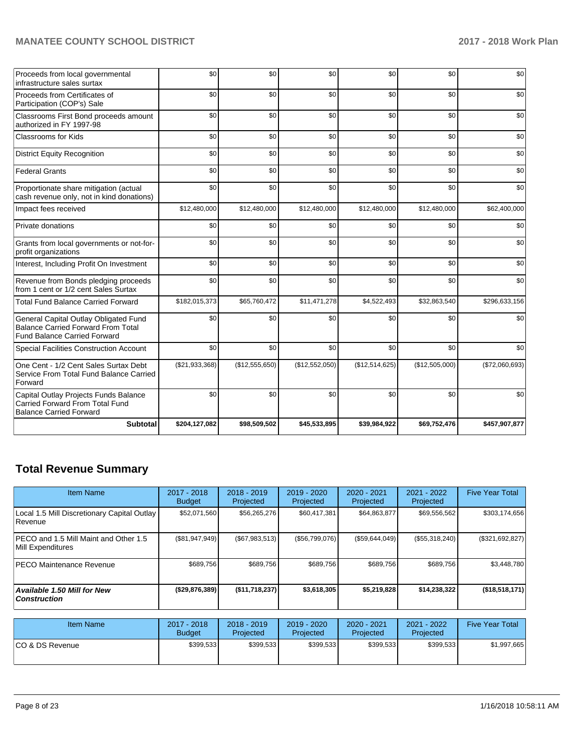| | | | | | | |
|---|---|---|---|---|---|---|
| Proceeds from local governmental infrastructure sales surtax | $0 | $0 | $0 | $0 | $0 | $0 |
| Proceeds from Certificates of Participation (COP's) Sale | $0 | $0 | $0 | $0 | $0 | $0 |
| Classrooms First Bond proceeds amount authorized in FY 1997-98 | $0 | $0 | $0 | $0 | $0 | $0 |
| Classrooms for Kids | $0 | $0 | $0 | $0 | $0 | $0 |
| District Equity Recognition | $0 | $0 | $0 | $0 | $0 | $0 |
| Federal Grants | $0 | $0 | $0 | $0 | $0 | $0 |
| Proportionate share mitigation (actual cash revenue only, not in kind donations) | $0 | $0 | $0 | $0 | $0 | $0 |
| Impact fees received | $12,480,000 | $12,480,000 | $12,480,000 | $12,480,000 | $12,480,000 | $62,400,000 |
| Private donations | $0 | $0 | $0 | $0 | $0 | $0 |
| Grants from local governments or not-for-profit organizations | $0 | $0 | $0 | $0 | $0 | $0 |
| Interest, Including Profit On Investment | $0 | $0 | $0 | $0 | $0 | $0 |
| Revenue from Bonds pledging proceeds from 1 cent or 1/2 cent Sales Surtax | $0 | $0 | $0 | $0 | $0 | $0 |
| Total Fund Balance Carried Forward | $182,015,373 | $65,760,472 | $11,471,278 | $4,522,493 | $32,863,540 | $296,633,156 |
| General Capital Outlay Obligated Fund Balance Carried Forward From Total Fund Balance Carried Forward | $0 | $0 | $0 | $0 | $0 | $0 |
| Special Facilities Construction Account | $0 | $0 | $0 | $0 | $0 | $0 |
| One Cent - 1/2 Cent Sales Surtax Debt Service From Total Fund Balance Carried Forward | ($21,933,368) | ($12,555,650) | ($12,552,050) | ($12,514,625) | ($12,505,000) | ($72,060,693) |
| Capital Outlay Projects Funds Balance Carried Forward From Total Fund Balance Carried Forward | $0 | $0 | $0 | $0 | $0 | $0 |
| **Subtotal** | **$204,127,082** | **$98,509,502** | **$45,533,895** | **$39,984,922** | **$69,752,476** | **$457,907,877** |

## Total Revenue Summary

| Item Name | 2017 - 2018 Budget | 2018 - 2019 Projected | 2019 - 2020 Projected | 2020 - 2021 Projected | 2021 - 2022 Projected | Five Year Total |
|---|---|---|---|---|---|---|
| Local 1.5 Mill Discretionary Capital Outlay Revenue | $52,071,560 | $56,265,276 | $60,417,381 | $64,863,877 | $69,556,562 | $303,174,656 |
| PECO and 1.5 Mill Maint and Other 1.5 Mill Expenditures | ($81,947,949) | ($67,983,513) | ($56,799,076) | ($59,644,049) | ($55,318,240) | ($321,692,827) |
| PECO Maintenance Revenue | $689,756 | $689,756 | $689,756 | $689,756 | $689,756 | $3,448,780 |
| ***Available 1.50 Mill for New Construction*** | **($29,876,389)** | **($11,718,237)** | **$3,618,305** | **$5,219,828** | **$14,238,322** | **($18,518,171)** |

| Item Name | 2017 - 2018 Budget | 2018 - 2019 Projected | 2019 - 2020 Projected | 2020 - 2021 Projected | 2021 - 2022 Projected | Five Year Total |
|---|---|---|---|---|---|---|
| CO & DS Revenue | $399,533 | $399,533 | $399,533 | $399,533 | $399,533 | $1,997,665 |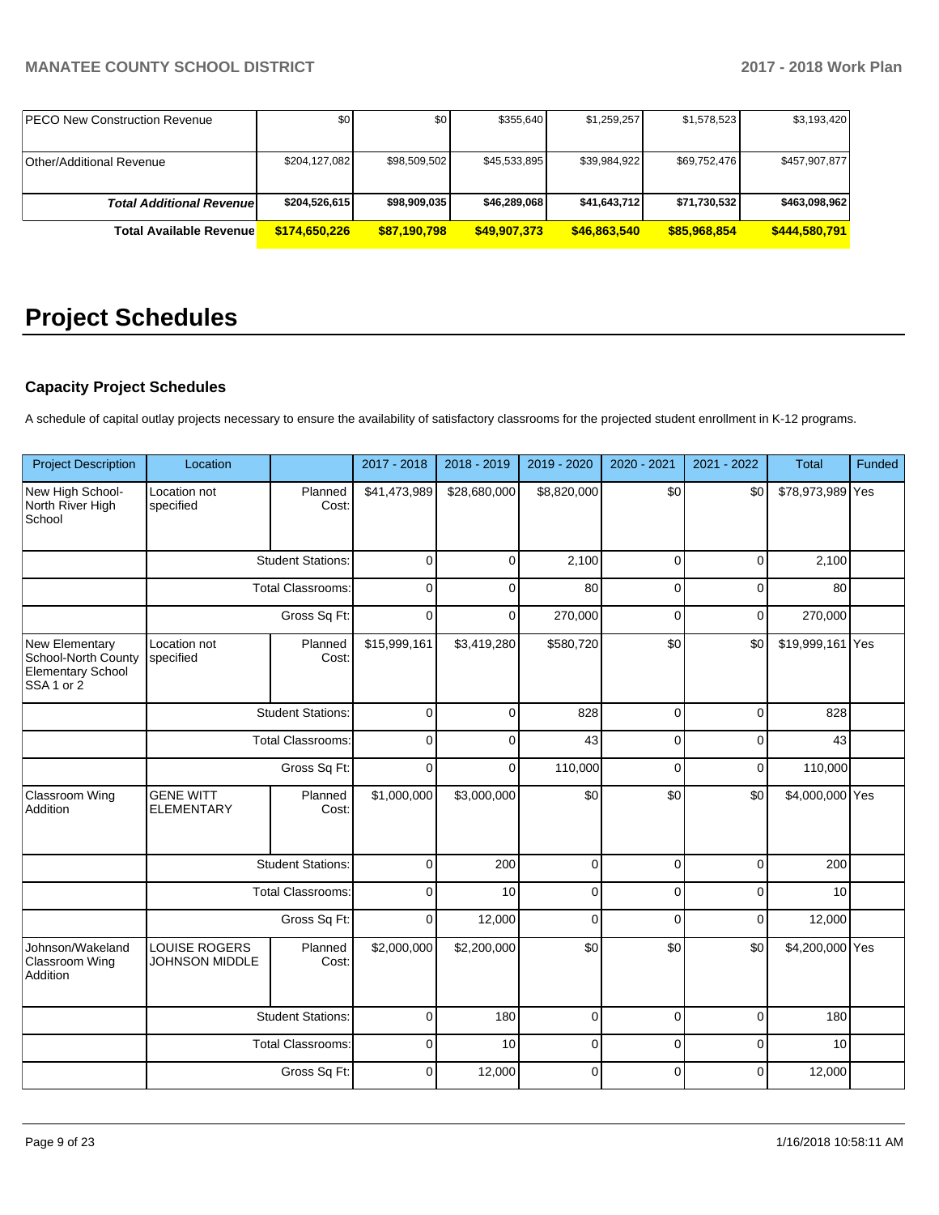| | | | | | | |
|---|---|---|---|---|---|---|
| PECO New Construction Revenue | $0 | $0 | $355,640 | $1,259,257 | $1,578,523 | $3,193,420 |
| Other/Additional Revenue | $204,127,082 | $98,509,502 | $45,533,895 | $39,984,922 | $69,752,476 | $457,907,877 |
| ***Total Additional Revenue*** | **$204,526,615** | **$98,909,035** | **$46,289,068** | **$41,643,712** | **$71,730,532** | **$463,098,962** |
| **Total Available Revenue** | **$174,650,226** | **$87,190,798** | **$49,907,373** | **$46,863,540** | **$85,968,854** | **$444,580,791** |

# Project Schedules

### Capacity Project Schedules

A schedule of capital outlay projects necessary to ensure the availability of satisfactory classrooms for the projected student enrollment in K-12 programs.

| Project Description | Location | | 2017 - 2018 | 2018 - 2019 | 2019 - 2020 | 2020 - 2021 | 2021 - 2022 | Total | Funded |
|---|---|---|---|---|---|---|---|---|---|
| New High School-North River High School | Location not specified | Planned Cost: | $41,473,989 | $28,680,000 | $8,820,000 | $0 | $0 | $78,973,989 | Yes |
| | | Student Stations: | 0 | 0 | 2,100 | 0 | 0 | 2,100 | |
| | | Total Classrooms: | 0 | 0 | 80 | 0 | 0 | 80 | |
| | | Gross Sq Ft: | 0 | 0 | 270,000 | 0 | 0 | 270,000 | |
| New Elementary School-North County Elementary School SSA 1 or 2 | Location not specified | Planned Cost: | $15,999,161 | $3,419,280 | $580,720 | $0 | $0 | $19,999,161 | Yes |
| | | Student Stations: | 0 | 0 | 828 | 0 | 0 | 828 | |
| | | Total Classrooms: | 0 | 0 | 43 | 0 | 0 | 43 | |
| | | Gross Sq Ft: | 0 | 0 | 110,000 | 0 | 0 | 110,000 | |
| Classroom Wing Addition | GENE WITT ELEMENTARY | Planned Cost: | $1,000,000 | $3,000,000 | $0 | $0 | $0 | $4,000,000 | Yes |
| | | Student Stations: | 0 | 200 | 0 | 0 | 0 | 200 | |
| | | Total Classrooms: | 0 | 10 | 0 | 0 | 0 | 10 | |
| | | Gross Sq Ft: | 0 | 12,000 | 0 | 0 | 0 | 12,000 | |
| Johnson/Wakeland Classroom Wing Addition | LOUISE ROGERS JOHNSON MIDDLE | Planned Cost: | $2,000,000 | $2,200,000 | $0 | $0 | $0 | $4,200,000 | Yes |
| | | Student Stations: | 0 | 180 | 0 | 0 | 0 | 180 | |
| | | Total Classrooms: | 0 | 10 | 0 | 0 | 0 | 10 | |
| | | Gross Sq Ft: | 0 | 12,000 | 0 | 0 | 0 | 12,000 | |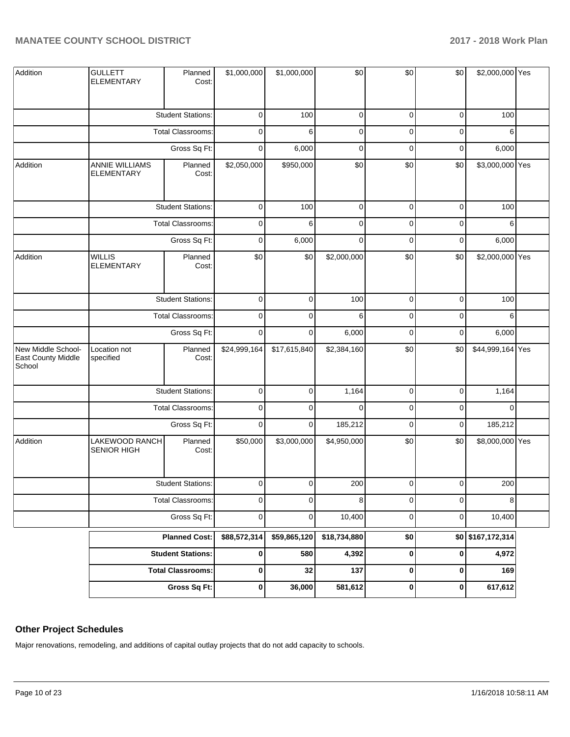| | | | | | | | | | |
|---|---|---|---|---|---|---|---|---|---|
| Addition | GULLETT ELEMENTARY | Planned Cost: | $1,000,000 | $1,000,000 | $0 | $0 | $0 | $2,000,000 | Yes |
| | | Student Stations: | 0 | 100 | 0 | 0 | 0 | 100 | |
| | | Total Classrooms: | 0 | 6 | 0 | 0 | 0 | 6 | |
| | | Gross Sq Ft: | 0 | 6,000 | 0 | 0 | 0 | 6,000 | |
| Addition | ANNIE WILLIAMS ELEMENTARY | Planned Cost: | $2,050,000 | $950,000 | $0 | $0 | $0 | $3,000,000 | Yes |
| | | Student Stations: | 0 | 100 | 0 | 0 | 0 | 100 | |
| | | Total Classrooms: | 0 | 6 | 0 | 0 | 0 | 6 | |
| | | Gross Sq Ft: | 0 | 6,000 | 0 | 0 | 0 | 6,000 | |
| Addition | WILLIS ELEMENTARY | Planned Cost: | $0 | $0 | $2,000,000 | $0 | $0 | $2,000,000 | Yes |
| | | Student Stations: | 0 | 0 | 100 | 0 | 0 | 100 | |
| | | Total Classrooms: | 0 | 0 | 6 | 0 | 0 | 6 | |
| | | Gross Sq Ft: | 0 | 0 | 6,000 | 0 | 0 | 6,000 | |
| New Middle School-East County Middle School | Location not specified | Planned Cost: | $24,999,164 | $17,615,840 | $2,384,160 | $0 | $0 | $44,999,164 | Yes |
| | | Student Stations: | 0 | 0 | 1,164 | 0 | 0 | 1,164 | |
| | | Total Classrooms: | 0 | 0 | 0 | 0 | 0 | 0 | |
| | | Gross Sq Ft: | 0 | 0 | 185,212 | 0 | 0 | 185,212 | |
| Addition | LAKEWOOD RANCH SENIOR HIGH | Planned Cost: | $50,000 | $3,000,000 | $4,950,000 | $0 | $0 | $8,000,000 | Yes |
| | | Student Stations: | 0 | 0 | 200 | 0 | 0 | 200 | |
| | | Total Classrooms: | 0 | 0 | 8 | 0 | 0 | 8 | |
| | | Gross Sq Ft: | 0 | 0 | 10,400 | 0 | 0 | 10,400 | |
| | | **Planned Cost:** | **$88,572,314** | **$59,865,120** | **$18,734,880** | **$0** | **$0** | **$167,172,314** | |
| | | **Student Stations:** | **0** | **580** | **4,392** | **0** | **0** | **4,972** | |
| | | **Total Classrooms:** | **0** | **32** | **137** | **0** | **0** | **169** | |
| | | **Gross Sq Ft:** | **0** | **36,000** | **581,612** | **0** | **0** | **617,612** | |

## Other Project Schedules

Major renovations, remodeling, and additions of capital outlay projects that do not add capacity to schools.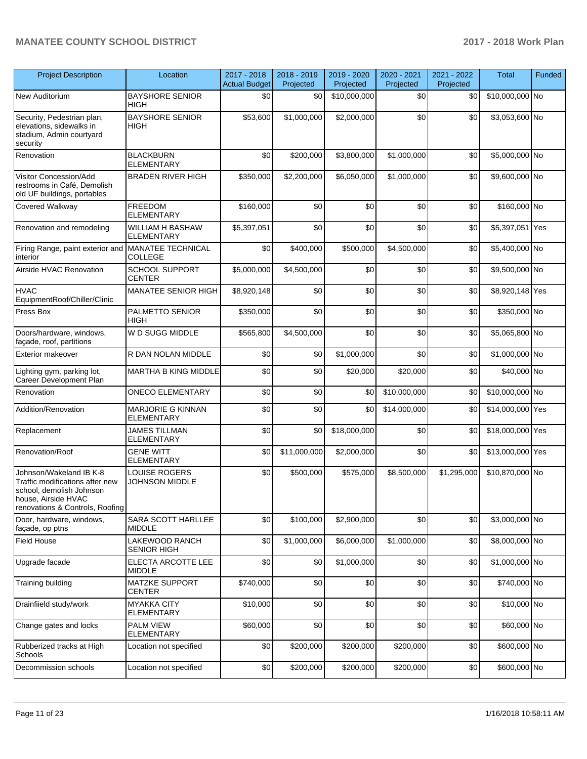| Project Description | Location | 2017 - 2018 Actual Budget | 2018 - 2019 Projected | 2019 - 2020 Projected | 2020 - 2021 Projected | 2021 - 2022 Projected | Total | Funded |
|---|---|---|---|---|---|---|---|---|
| New Auditorium | BAYSHORE SENIOR HIGH | $0 | $0 | $10,000,000 | $0 | $0 | $10,000,000 | No |
| Security, Pedestrian plan, elevations, sidewalks in stadium, Admin courtyard security | BAYSHORE SENIOR HIGH | $53,600 | $1,000,000 | $2,000,000 | $0 | $0 | $3,053,600 | No |
| Renovation | BLACKBURN ELEMENTARY | $0 | $200,000 | $3,800,000 | $1,000,000 | $0 | $5,000,000 | No |
| Visitor Concession/Add restrooms in Café, Demolish old UF buildings, portables | BRADEN RIVER HIGH | $350,000 | $2,200,000 | $6,050,000 | $1,000,000 | $0 | $9,600,000 | No |
| Covered Walkway | FREEDOM ELEMENTARY | $160,000 | $0 | $0 | $0 | $0 | $160,000 | No |
| Renovation and remodeling | WILLIAM H BASHAW ELEMENTARY | $5,397,051 | $0 | $0 | $0 | $0 | $5,397,051 | Yes |
| Firing Range, paint exterior and interior | MANATEE TECHNICAL COLLEGE | $0 | $400,000 | $500,000 | $4,500,000 | $0 | $5,400,000 | No |
| Airside HVAC Renovation | SCHOOL SUPPORT CENTER | $5,000,000 | $4,500,000 | $0 | $0 | $0 | $9,500,000 | No |
| HVAC EquipmentRoof/Chiller/Clinic | MANATEE SENIOR HIGH | $8,920,148 | $0 | $0 | $0 | $0 | $8,920,148 | Yes |
| Press Box | PALMETTO SENIOR HIGH | $350,000 | $0 | $0 | $0 | $0 | $350,000 | No |
| Doors/hardware, windows, façade, roof, partitions | W D SUGG MIDDLE | $565,800 | $4,500,000 | $0 | $0 | $0 | $5,065,800 | No |
| Exterior makeover | R DAN NOLAN MIDDLE | $0 | $0 | $1,000,000 | $0 | $0 | $1,000,000 | No |
| Lighting gym, parking lot, Career Development Plan | MARTHA B KING MIDDLE | $0 | $0 | $20,000 | $20,000 | $0 | $40,000 | No |
| Renovation | ONECO ELEMENTARY | $0 | $0 | $0 | $10,000,000 | $0 | $10,000,000 | No |
| Addition/Renovation | MARJORIE G KINNAN ELEMENTARY | $0 | $0 | $0 | $14,000,000 | $0 | $14,000,000 | Yes |
| Replacement | JAMES TILLMAN ELEMENTARY | $0 | $0 | $18,000,000 | $0 | $0 | $18,000,000 | Yes |
| Renovation/Roof | GENE WITT ELEMENTARY | $0 | $11,000,000 | $2,000,000 | $0 | $0 | $13,000,000 | Yes |
| Johnson/Wakeland IB K-8 Traffic modifications after new school, demolish Johnson house, Airside HVAC renovations & Controls, Roofing | LOUISE ROGERS JOHNSON MIDDLE | $0 | $500,000 | $575,000 | $8,500,000 | $1,295,000 | $10,870,000 | No |
| Door, hardware, windows, façade, op ptns | SARA SCOTT HARLLEE MIDDLE | $0 | $100,000 | $2,900,000 | $0 | $0 | $3,000,000 | No |
| Field House | LAKEWOOD RANCH SENIOR HIGH | $0 | $1,000,000 | $6,000,000 | $1,000,000 | $0 | $8,000,000 | No |
| Upgrade facade | ELECTA ARCOTTE LEE MIDDLE | $0 | $0 | $1,000,000 | $0 | $0 | $1,000,000 | No |
| Training building | MATZKE SUPPORT CENTER | $740,000 | $0 | $0 | $0 | $0 | $740,000 | No |
| Drainfiield study/work | MYAKKA CITY ELEMENTARY | $10,000 | $0 | $0 | $0 | $0 | $10,000 | No |
| Change gates and locks | PALM VIEW ELEMENTARY | $60,000 | $0 | $0 | $0 | $0 | $60,000 | No |
| Rubberized tracks at High Schools | Location not specified | $0 | $200,000 | $200,000 | $200,000 | $0 | $600,000 | No |
| Decommission schools | Location not specified | $0 | $200,000 | $200,000 | $200,000 | $0 | $600,000 | No |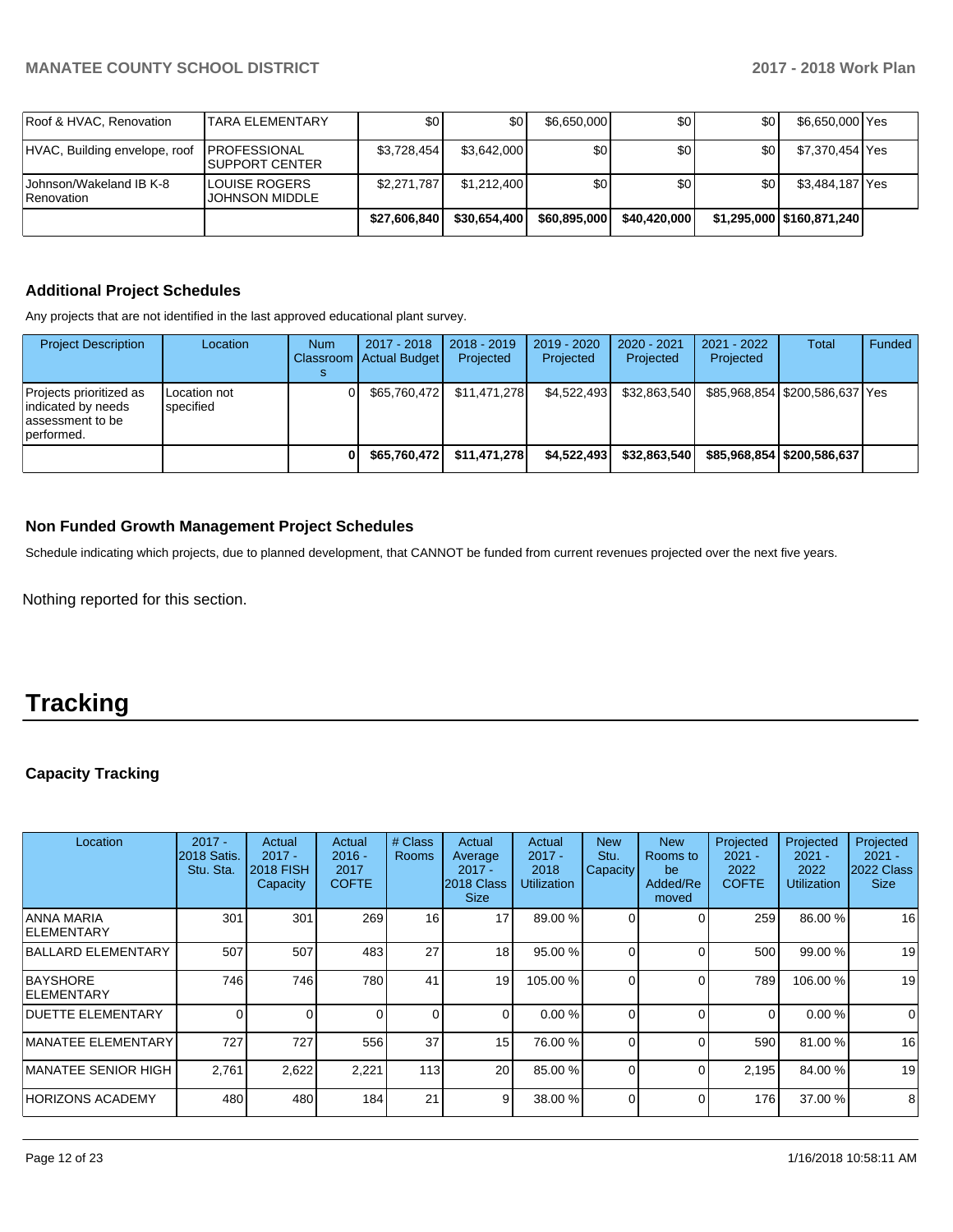| Roof & HVAC, Renovation | TARA ELEMENTARY | $0 | $0 | $6,650,000 | $0 | $0 | $6,650,000 | Yes |
|---|---|---|---|---|---|---|---|---|
| HVAC, Building envelope, roof | PROFESSIONAL SUPPORT CENTER | $3,728,454 | $3,642,000 | $0 | $0 | $0 | $7,370,454 | Yes |
| Johnson/Wakeland IB K-8 Renovation | LOUISE ROGERS JOHNSON MIDDLE | $2,271,787 | $1,212,400 | $0 | $0 | $0 | $3,484,187 | Yes |
| | | **$27,606,840** | **$30,654,400** | **$60,895,000** | **$40,420,000** | **$1,295,000** | **$160,871,240** | |

### Additional Project Schedules

Any projects that are not identified in the last approved educational plant survey.

| Project Description | Location | Num Classrooms | 2017 - 2018 Actual Budget | 2018 - 2019 Projected | 2019 - 2020 Projected | 2020 - 2021 Projected | 2021 - 2022 Projected | Total | Funded |
|---|---|---|---|---|---|---|---|---|---|
| Projects prioritized as indicated by needs assessment to be performed. | Location not specified | 0 | $65,760,472 | $11,471,278 | $4,522,493 | $32,863,540 | $85,968,854 | $200,586,637 | Yes |
| | | **0** | **$65,760,472** | **$11,471,278** | **$4,522,493** | **$32,863,540** | **$85,968,854** | **$200,586,637** | |

### Non Funded Growth Management Project Schedules

Schedule indicating which projects, due to planned development, that CANNOT be funded from current revenues projected over the next five years.

Nothing reported for this section.

# Tracking

### Capacity Tracking

| Location | 2017 - 2018 Satis. Stu. Sta. | Actual 2017 - 2018 FISH Capacity | Actual 2016 - 2017 COFTE | # Class Rooms | Actual Average 2017 - 2018 Class Size | Actual 2017 - 2018 Utilization | New Stu. Capacity | New Rooms to be Added/Removed | Projected 2021 - 2022 COFTE | Projected 2021 - 2022 Utilization | Projected 2021 - 2022 Class Size |
|---|---|---|---|---|---|---|---|---|---|---|---|
| ANNA MARIA ELEMENTARY | 301 | 301 | 269 | 16 | 17 | 89.00 % | 0 | 0 | 259 | 86.00 % | 16 |
| BALLARD ELEMENTARY | 507 | 507 | 483 | 27 | 18 | 95.00 % | 0 | 0 | 500 | 99.00 % | 19 |
| BAYSHORE ELEMENTARY | 746 | 746 | 780 | 41 | 19 | 105.00 % | 0 | 0 | 789 | 106.00 % | 19 |
| DUETTE ELEMENTARY | 0 | 0 | 0 | 0 | 0 | 0.00 % | 0 | 0 | 0 | 0.00 % | 0 |
| MANATEE ELEMENTARY | 727 | 727 | 556 | 37 | 15 | 76.00 % | 0 | 0 | 590 | 81.00 % | 16 |
| MANATEE SENIOR HIGH | 2,761 | 2,622 | 2,221 | 113 | 20 | 85.00 % | 0 | 0 | 2,195 | 84.00 % | 19 |
| HORIZONS ACADEMY | 480 | 480 | 184 | 21 | 9 | 38.00 % | 0 | 0 | 176 | 37.00 % | 8 |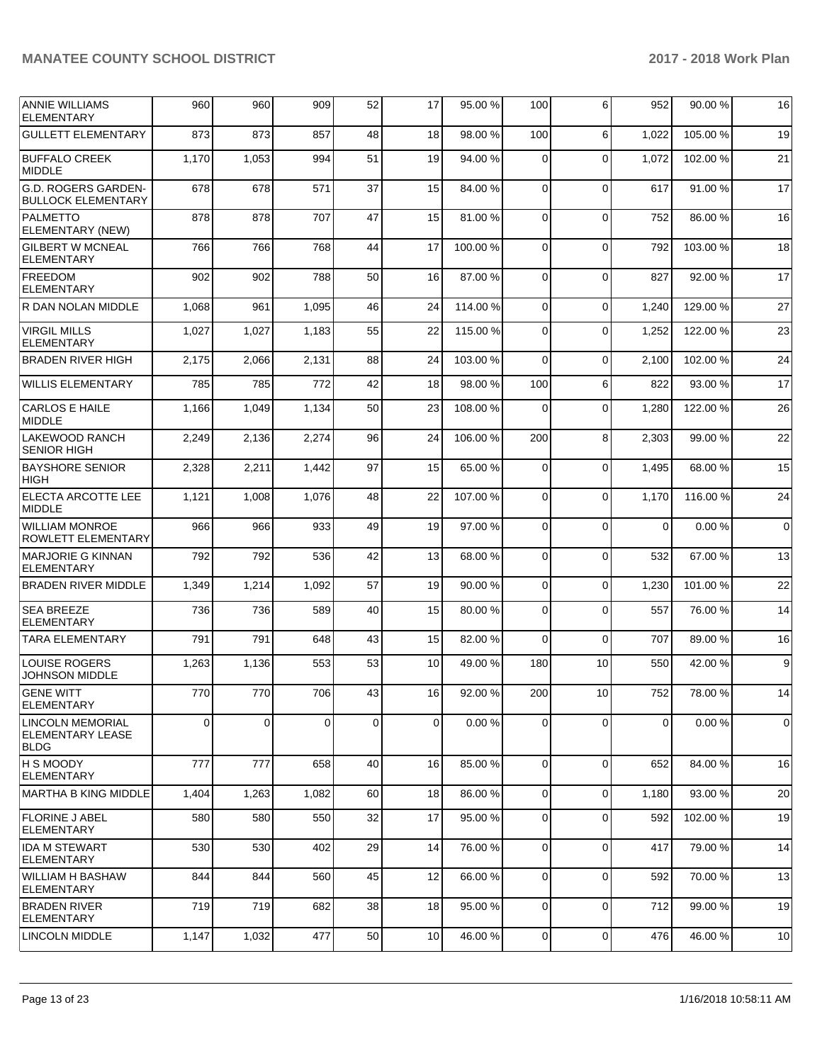| | | | | | | | | | | |
|---|---|---|---|---|---|---|---|---|---|---|
| ANNIE WILLIAMS ELEMENTARY | 960 | 960 | 909 | 52 | 17 | 95.00 % | 100 | 6 | 952 | 90.00 % | 16 |
| GULLETT ELEMENTARY | 873 | 873 | 857 | 48 | 18 | 98.00 % | 100 | 6 | 1,022 | 105.00 % | 19 |
| BUFFALO CREEK MIDDLE | 1,170 | 1,053 | 994 | 51 | 19 | 94.00 % | 0 | 0 | 1,072 | 102.00 % | 21 |
| G.D. ROGERS GARDEN-BULLOCK ELEMENTARY | 678 | 678 | 571 | 37 | 15 | 84.00 % | 0 | 0 | 617 | 91.00 % | 17 |
| PALMETTO ELEMENTARY (NEW) | 878 | 878 | 707 | 47 | 15 | 81.00 % | 0 | 0 | 752 | 86.00 % | 16 |
| GILBERT W MCNEAL ELEMENTARY | 766 | 766 | 768 | 44 | 17 | 100.00 % | 0 | 0 | 792 | 103.00 % | 18 |
| FREEDOM ELEMENTARY | 902 | 902 | 788 | 50 | 16 | 87.00 % | 0 | 0 | 827 | 92.00 % | 17 |
| R DAN NOLAN MIDDLE | 1,068 | 961 | 1,095 | 46 | 24 | 114.00 % | 0 | 0 | 1,240 | 129.00 % | 27 |
| VIRGIL MILLS ELEMENTARY | 1,027 | 1,027 | 1,183 | 55 | 22 | 115.00 % | 0 | 0 | 1,252 | 122.00 % | 23 |
| BRADEN RIVER HIGH | 2,175 | 2,066 | 2,131 | 88 | 24 | 103.00 % | 0 | 0 | 2,100 | 102.00 % | 24 |
| WILLIS ELEMENTARY | 785 | 785 | 772 | 42 | 18 | 98.00 % | 100 | 6 | 822 | 93.00 % | 17 |
| CARLOS E HAILE MIDDLE | 1,166 | 1,049 | 1,134 | 50 | 23 | 108.00 % | 0 | 0 | 1,280 | 122.00 % | 26 |
| LAKEWOOD RANCH SENIOR HIGH | 2,249 | 2,136 | 2,274 | 96 | 24 | 106.00 % | 200 | 8 | 2,303 | 99.00 % | 22 |
| BAYSHORE SENIOR HIGH | 2,328 | 2,211 | 1,442 | 97 | 15 | 65.00 % | 0 | 0 | 1,495 | 68.00 % | 15 |
| ELECTA ARCOTTE LEE MIDDLE | 1,121 | 1,008 | 1,076 | 48 | 22 | 107.00 % | 0 | 0 | 1,170 | 116.00 % | 24 |
| WILLIAM MONROE ROWLETT ELEMENTARY | 966 | 966 | 933 | 49 | 19 | 97.00 % | 0 | 0 | 0 | 0.00 % | 0 |
| MARJORIE G KINNAN ELEMENTARY | 792 | 792 | 536 | 42 | 13 | 68.00 % | 0 | 0 | 532 | 67.00 % | 13 |
| BRADEN RIVER MIDDLE | 1,349 | 1,214 | 1,092 | 57 | 19 | 90.00 % | 0 | 0 | 1,230 | 101.00 % | 22 |
| SEA BREEZE ELEMENTARY | 736 | 736 | 589 | 40 | 15 | 80.00 % | 0 | 0 | 557 | 76.00 % | 14 |
| TARA ELEMENTARY | 791 | 791 | 648 | 43 | 15 | 82.00 % | 0 | 0 | 707 | 89.00 % | 16 |
| LOUISE ROGERS JOHNSON MIDDLE | 1,263 | 1,136 | 553 | 53 | 10 | 49.00 % | 180 | 10 | 550 | 42.00 % | 9 |
| GENE WITT ELEMENTARY | 770 | 770 | 706 | 43 | 16 | 92.00 % | 200 | 10 | 752 | 78.00 % | 14 |
| LINCOLN MEMORIAL ELEMENTARY LEASE BLDG | 0 | 0 | 0 | 0 | 0 | 0.00 % | 0 | 0 | 0 | 0.00 % | 0 |
| H S MOODY ELEMENTARY | 777 | 777 | 658 | 40 | 16 | 85.00 % | 0 | 0 | 652 | 84.00 % | 16 |
| MARTHA B KING MIDDLE | 1,404 | 1,263 | 1,082 | 60 | 18 | 86.00 % | 0 | 0 | 1,180 | 93.00 % | 20 |
| FLORINE J ABEL ELEMENTARY | 580 | 580 | 550 | 32 | 17 | 95.00 % | 0 | 0 | 592 | 102.00 % | 19 |
| IDA M STEWART ELEMENTARY | 530 | 530 | 402 | 29 | 14 | 76.00 % | 0 | 0 | 417 | 79.00 % | 14 |
| WILLIAM H BASHAW ELEMENTARY | 844 | 844 | 560 | 45 | 12 | 66.00 % | 0 | 0 | 592 | 70.00 % | 13 |
| BRADEN RIVER ELEMENTARY | 719 | 719 | 682 | 38 | 18 | 95.00 % | 0 | 0 | 712 | 99.00 % | 19 |
| LINCOLN MIDDLE | 1,147 | 1,032 | 477 | 50 | 10 | 46.00 % | 0 | 0 | 476 | 46.00 % | 10 |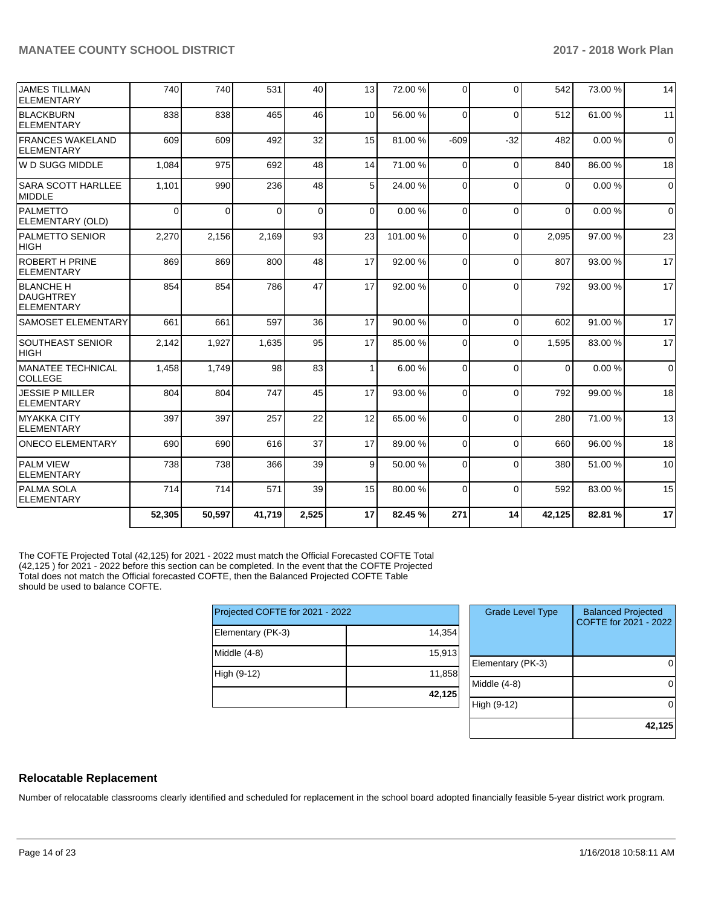| | | | | | | | | | | | |
|---|---|---|---|---|---|---|---|---|---|---|---|
| JAMES TILLMAN ELEMENTARY | 740 | 740 | 531 | 40 | 13 | 72.00 % | 0 | 0 | 542 | 73.00 % | 14 |
| BLACKBURN ELEMENTARY | 838 | 838 | 465 | 46 | 10 | 56.00 % | 0 | 0 | 512 | 61.00 % | 11 |
| FRANCES WAKELAND ELEMENTARY | 609 | 609 | 492 | 32 | 15 | 81.00 % | -609 | -32 | 482 | 0.00 % | 0 |
| W D SUGG MIDDLE | 1,084 | 975 | 692 | 48 | 14 | 71.00 % | 0 | 0 | 840 | 86.00 % | 18 |
| SARA SCOTT HARLLEE MIDDLE | 1,101 | 990 | 236 | 48 | 5 | 24.00 % | 0 | 0 | 0 | 0.00 % | 0 |
| PALMETTO ELEMENTARY (OLD) | 0 | 0 | 0 | 0 | 0 | 0.00 % | 0 | 0 | 0 | 0.00 % | 0 |
| PALMETTO SENIOR HIGH | 2,270 | 2,156 | 2,169 | 93 | 23 | 101.00 % | 0 | 0 | 2,095 | 97.00 % | 23 |
| ROBERT H PRINE ELEMENTARY | 869 | 869 | 800 | 48 | 17 | 92.00 % | 0 | 0 | 807 | 93.00 % | 17 |
| BLANCHE H DAUGHTREY ELEMENTARY | 854 | 854 | 786 | 47 | 17 | 92.00 % | 0 | 0 | 792 | 93.00 % | 17 |
| SAMOSET ELEMENTARY | 661 | 661 | 597 | 36 | 17 | 90.00 % | 0 | 0 | 602 | 91.00 % | 17 |
| SOUTHEAST SENIOR HIGH | 2,142 | 1,927 | 1,635 | 95 | 17 | 85.00 % | 0 | 0 | 1,595 | 83.00 % | 17 |
| MANATEE TECHNICAL COLLEGE | 1,458 | 1,749 | 98 | 83 | 1 | 6.00 % | 0 | 0 | 0 | 0.00 % | 0 |
| JESSIE P MILLER ELEMENTARY | 804 | 804 | 747 | 45 | 17 | 93.00 % | 0 | 0 | 792 | 99.00 % | 18 |
| MYAKKA CITY ELEMENTARY | 397 | 397 | 257 | 22 | 12 | 65.00 % | 0 | 0 | 280 | 71.00 % | 13 |
| ONECO ELEMENTARY | 690 | 690 | 616 | 37 | 17 | 89.00 % | 0 | 0 | 660 | 96.00 % | 18 |
| PALM VIEW ELEMENTARY | 738 | 738 | 366 | 39 | 9 | 50.00 % | 0 | 0 | 380 | 51.00 % | 10 |
| PALMA SOLA ELEMENTARY | 714 | 714 | 571 | 39 | 15 | 80.00 % | 0 | 0 | 592 | 83.00 % | 15 |
| | **52,305** | **50,597** | **41,719** | **2,525** | **17** | **82.45 %** | **271** | **14** | **42,125** | **82.81 %** | **17** |

The COFTE Projected Total (42,125) for 2021 - 2022 must match the Official Forecasted COFTE Total (42,125 ) for 2021 - 2022 before this section can be completed. In the event that the COFTE Projected Total does not match the Official forecasted COFTE, then the Balanced Projected COFTE Table should be used to balance COFTE.

| Projected COFTE for 2021 - 2022 | |
|---|---|
| Elementary (PK-3) | 14,354 |
| Middle (4-8) | 15,913 |
| High (9-12) | 11,858 |
| | **42,125** |

| Grade Level Type | Balanced Projected COFTE for 2021 - 2022 |
|---|---|
| Elementary (PK-3) | 0 |
| Middle (4-8) | 0 |
| High (9-12) | 0 |
| | **42,125** |

## Relocatable Replacement

Number of relocatable classrooms clearly identified and scheduled for replacement in the school board adopted financially feasible 5-year district work program.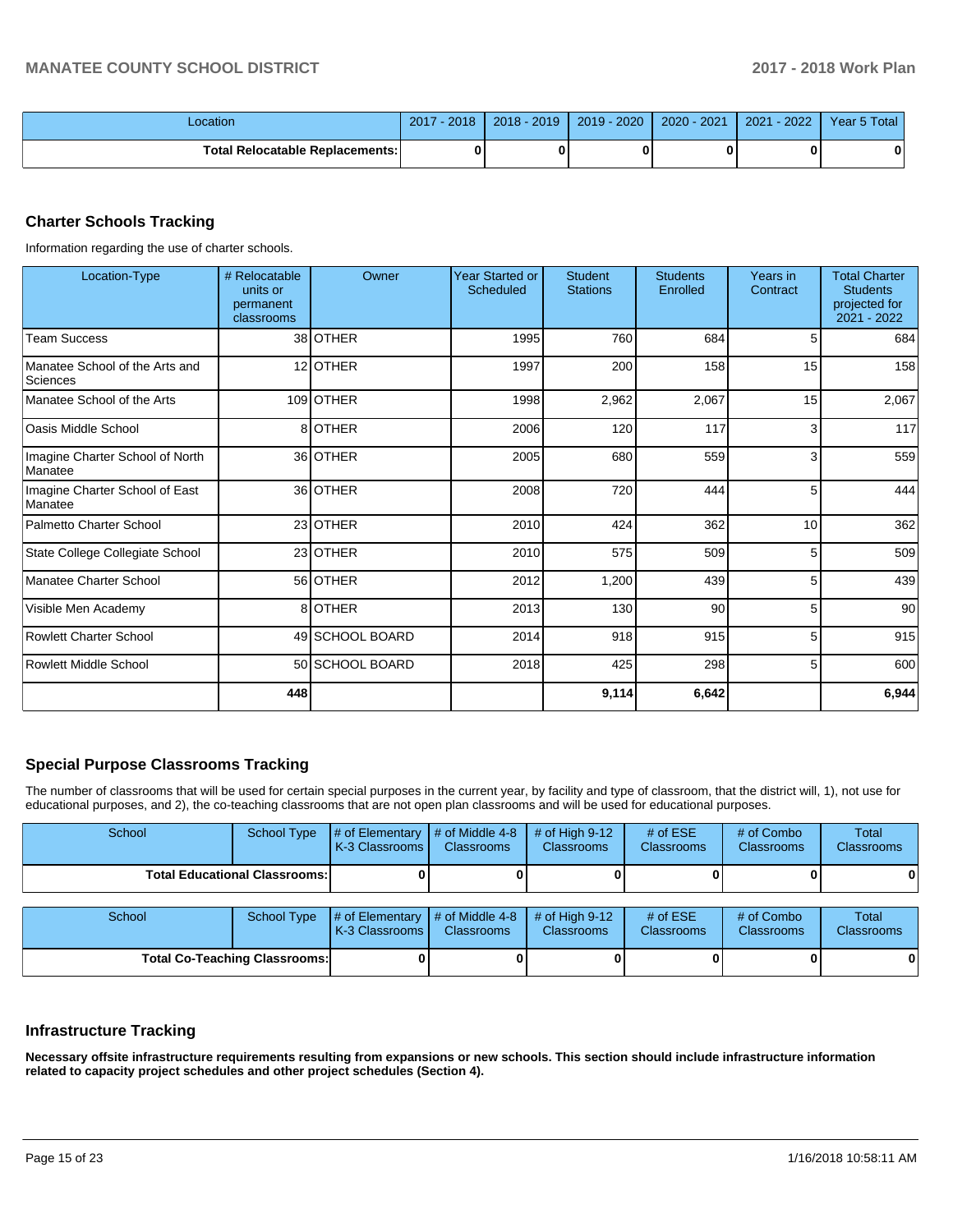| Location | 2017 - 2018 | 2018 - 2019 | 2019 - 2020 | 2020 - 2021 | 2021 - 2022 | Year 5 Total |
|---|---|---|---|---|---|---|
| Total Relocatable Replacements: | 0 | 0 | 0 | 0 | 0 | 0 |

## Charter Schools Tracking

Information regarding the use of charter schools.

| Location-Type | # Relocatable units or permanent classrooms | Owner | Year Started or Scheduled | Student Stations | Students Enrolled | Years in Contract | Total Charter Students projected for 2021 - 2022 |
|---|---|---|---|---|---|---|---|
| Team Success | 38 | OTHER | 1995 | 760 | 684 | 5 | 684 |
| Manatee School of the Arts and Sciences | 12 | OTHER | 1997 | 200 | 158 | 15 | 158 |
| Manatee School of the Arts | 109 | OTHER | 1998 | 2,962 | 2,067 | 15 | 2,067 |
| Oasis Middle School | 8 | OTHER | 2006 | 120 | 117 | 3 | 117 |
| Imagine Charter School of North Manatee | 36 | OTHER | 2005 | 680 | 559 | 3 | 559 |
| Imagine Charter School of East Manatee | 36 | OTHER | 2008 | 720 | 444 | 5 | 444 |
| Palmetto Charter School | 23 | OTHER | 2010 | 424 | 362 | 10 | 362 |
| State College Collegiate School | 23 | OTHER | 2010 | 575 | 509 | 5 | 509 |
| Manatee Charter School | 56 | OTHER | 2012 | 1,200 | 439 | 5 | 439 |
| Visible Men Academy | 8 | OTHER | 2013 | 130 | 90 | 5 | 90 |
| Rowlett Charter School | 49 | SCHOOL BOARD | 2014 | 918 | 915 | 5 | 915 |
| Rowlett Middle School | 50 | SCHOOL BOARD | 2018 | 425 | 298 | 5 | 600 |
| | 448 | | | 9,114 | 6,642 | | 6,944 |

## Special Purpose Classrooms Tracking

The number of classrooms that will be used for certain special purposes in the current year, by facility and type of classroom, that the district will, 1), not use for educational purposes, and 2), the co-teaching classrooms that are not open plan classrooms and will be used for educational purposes.

| School | School Type | # of Elementary K-3 Classrooms | # of Middle 4-8 Classrooms | # of High 9-12 Classrooms | # of ESE Classrooms | # of Combo Classrooms | Total Classrooms |
|---|---|---|---|---|---|---|---|
| Total Educational Classrooms: | | 0 | 0 | 0 | 0 | 0 | 0 |

| School | School Type | # of Elementary K-3 Classrooms | # of Middle 4-8 Classrooms | # of High 9-12 Classrooms | # of ESE Classrooms | # of Combo Classrooms | Total Classrooms |
|---|---|---|---|---|---|---|---|
| Total Co-Teaching Classrooms: | | 0 | 0 | 0 | 0 | 0 | 0 |

## Infrastructure Tracking

**Necessary offsite infrastructure requirements resulting from expansions or new schools. This section should include infrastructure information related to capacity project schedules and other project schedules (Section 4).**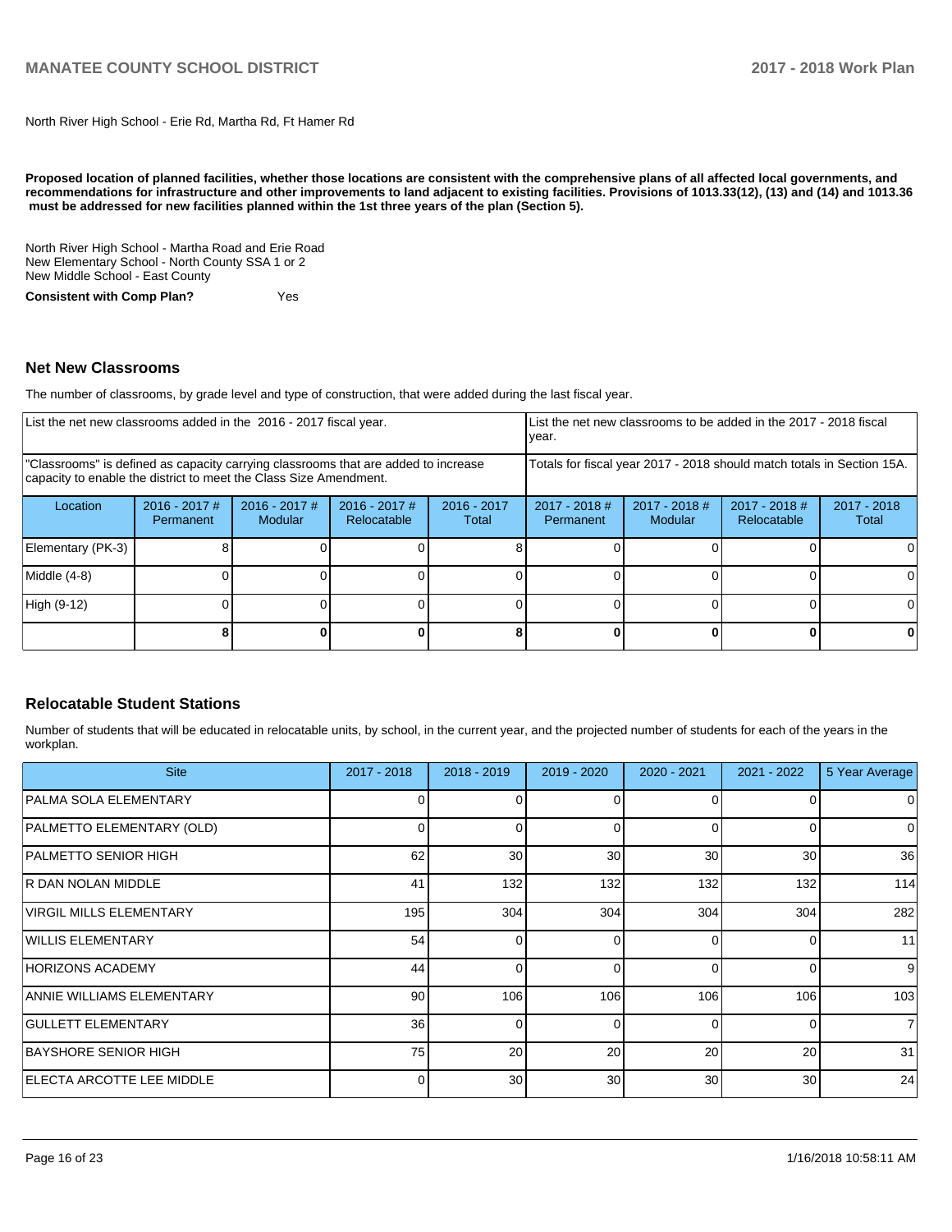North River High School - Erie Rd, Martha Rd, Ft Hamer Rd

**Proposed location of planned facilities, whether those locations are consistent with the comprehensive plans of all affected local governments, and recommendations for infrastructure and other improvements to land adjacent to existing facilities. Provisions of 1013.33(12), (13) and (14) and 1013.36 must be addressed for new facilities planned within the 1st three years of the plan (Section 5).**

North River High School - Martha Road and Erie Road
New Elementary School - North County SSA 1 or 2
New Middle School - East County

**Consistent with Comp Plan?** Yes

## Net New Classrooms

The number of classrooms, by grade level and type of construction, that were added during the last fiscal year.

| List the net new classrooms added in the 2016 - 2017 fiscal year. | | | | | List the net new classrooms to be added in the 2017 - 2018 fiscal year. | | | |
|---|---|---|---|---|---|---|---|---|
| "Classrooms" is defined as capacity carrying classrooms that are added to increase capacity to enable the district to meet the Class Size Amendment. | | | | | Totals for fiscal year 2017 - 2018 should match totals in Section 15A. | | | |
| Location | 2016 - 2017 # Permanent | 2016 - 2017 # Modular | 2016 - 2017 # Relocatable | 2016 - 2017 Total | 2017 - 2018 # Permanent | 2017 - 2018 # Modular | 2017 - 2018 # Relocatable | 2017 - 2018 Total |
| Elementary (PK-3) | 8 | 0 | 0 | 8 | 0 | 0 | 0 | 0 |
| Middle (4-8) | 0 | 0 | 0 | 0 | 0 | 0 | 0 | 0 |
| High (9-12) | 0 | 0 | 0 | 0 | 0 | 0 | 0 | 0 |
| | **8** | **0** | **0** | **8** | **0** | **0** | **0** | **0** |

## Relocatable Student Stations

Number of students that will be educated in relocatable units, by school, in the current year, and the projected number of students for each of the years in the workplan.

| Site | 2017 - 2018 | 2018 - 2019 | 2019 - 2020 | 2020 - 2021 | 2021 - 2022 | 5 Year Average |
|---|---|---|---|---|---|---|
| PALMA SOLA ELEMENTARY | 0 | 0 | 0 | 0 | 0 | 0 |
| PALMETTO ELEMENTARY (OLD) | 0 | 0 | 0 | 0 | 0 | 0 |
| PALMETTO SENIOR HIGH | 62 | 30 | 30 | 30 | 30 | 36 |
| R DAN NOLAN MIDDLE | 41 | 132 | 132 | 132 | 132 | 114 |
| VIRGIL MILLS ELEMENTARY | 195 | 304 | 304 | 304 | 304 | 282 |
| WILLIS ELEMENTARY | 54 | 0 | 0 | 0 | 0 | 11 |
| HORIZONS ACADEMY | 44 | 0 | 0 | 0 | 0 | 9 |
| ANNIE WILLIAMS ELEMENTARY | 90 | 106 | 106 | 106 | 106 | 103 |
| GULLETT ELEMENTARY | 36 | 0 | 0 | 0 | 0 | 7 |
| BAYSHORE SENIOR HIGH | 75 | 20 | 20 | 20 | 20 | 31 |
| ELECTA ARCOTTE LEE MIDDLE | 0 | 30 | 30 | 30 | 30 | 24 |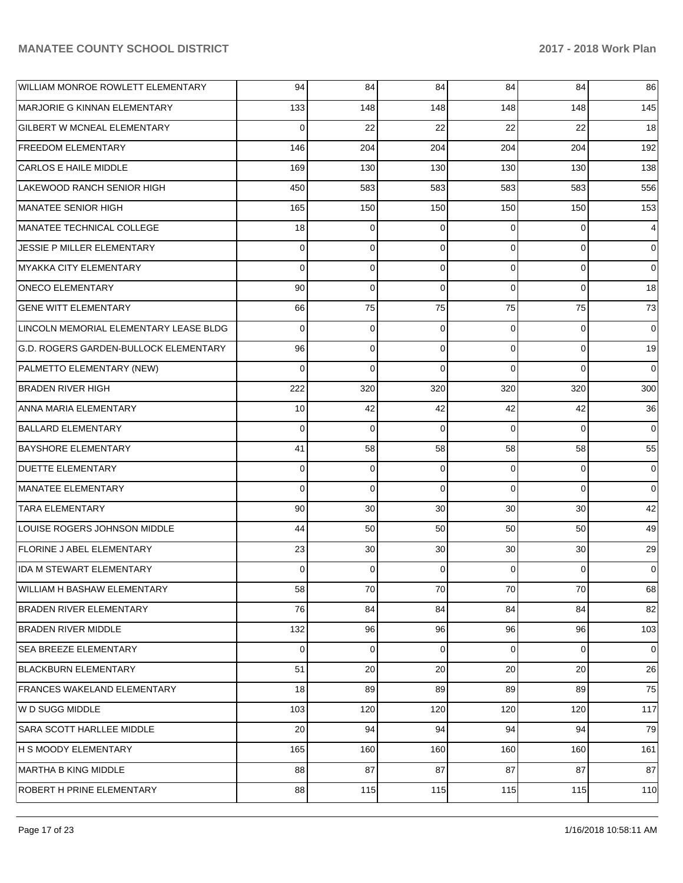| | | | | | | |
|---|---|---|---|---|---|---|
| WILLIAM MONROE ROWLETT ELEMENTARY | 94 | 84 | 84 | 84 | 84 | 86 |
| MARJORIE G KINNAN ELEMENTARY | 133 | 148 | 148 | 148 | 148 | 145 |
| GILBERT W MCNEAL ELEMENTARY | 0 | 22 | 22 | 22 | 22 | 18 |
| FREEDOM ELEMENTARY | 146 | 204 | 204 | 204 | 204 | 192 |
| CARLOS E HAILE MIDDLE | 169 | 130 | 130 | 130 | 130 | 138 |
| LAKEWOOD RANCH SENIOR HIGH | 450 | 583 | 583 | 583 | 583 | 556 |
| MANATEE SENIOR HIGH | 165 | 150 | 150 | 150 | 150 | 153 |
| MANATEE TECHNICAL COLLEGE | 18 | 0 | 0 | 0 | 0 | 4 |
| JESSIE P MILLER ELEMENTARY | 0 | 0 | 0 | 0 | 0 | 0 |
| MYAKKA CITY ELEMENTARY | 0 | 0 | 0 | 0 | 0 | 0 |
| ONECO ELEMENTARY | 90 | 0 | 0 | 0 | 0 | 18 |
| GENE WITT ELEMENTARY | 66 | 75 | 75 | 75 | 75 | 73 |
| LINCOLN MEMORIAL ELEMENTARY LEASE BLDG | 0 | 0 | 0 | 0 | 0 | 0 |
| G.D. ROGERS GARDEN-BULLOCK ELEMENTARY | 96 | 0 | 0 | 0 | 0 | 19 |
| PALMETTO ELEMENTARY (NEW) | 0 | 0 | 0 | 0 | 0 | 0 |
| BRADEN RIVER HIGH | 222 | 320 | 320 | 320 | 320 | 300 |
| ANNA MARIA ELEMENTARY | 10 | 42 | 42 | 42 | 42 | 36 |
| BALLARD ELEMENTARY | 0 | 0 | 0 | 0 | 0 | 0 |
| BAYSHORE ELEMENTARY | 41 | 58 | 58 | 58 | 58 | 55 |
| DUETTE ELEMENTARY | 0 | 0 | 0 | 0 | 0 | 0 |
| MANATEE ELEMENTARY | 0 | 0 | 0 | 0 | 0 | 0 |
| TARA ELEMENTARY | 90 | 30 | 30 | 30 | 30 | 42 |
| LOUISE ROGERS JOHNSON MIDDLE | 44 | 50 | 50 | 50 | 50 | 49 |
| FLORINE J ABEL ELEMENTARY | 23 | 30 | 30 | 30 | 30 | 29 |
| IDA M STEWART ELEMENTARY | 0 | 0 | 0 | 0 | 0 | 0 |
| WILLIAM H BASHAW ELEMENTARY | 58 | 70 | 70 | 70 | 70 | 68 |
| BRADEN RIVER ELEMENTARY | 76 | 84 | 84 | 84 | 84 | 82 |
| BRADEN RIVER MIDDLE | 132 | 96 | 96 | 96 | 96 | 103 |
| SEA BREEZE ELEMENTARY | 0 | 0 | 0 | 0 | 0 | 0 |
| BLACKBURN ELEMENTARY | 51 | 20 | 20 | 20 | 20 | 26 |
| FRANCES WAKELAND ELEMENTARY | 18 | 89 | 89 | 89 | 89 | 75 |
| W D SUGG MIDDLE | 103 | 120 | 120 | 120 | 120 | 117 |
| SARA SCOTT HARLLEE MIDDLE | 20 | 94 | 94 | 94 | 94 | 79 |
| H S MOODY ELEMENTARY | 165 | 160 | 160 | 160 | 160 | 161 |
| MARTHA B KING MIDDLE | 88 | 87 | 87 | 87 | 87 | 87 |
| ROBERT H PRINE ELEMENTARY | 88 | 115 | 115 | 115 | 115 | 110 |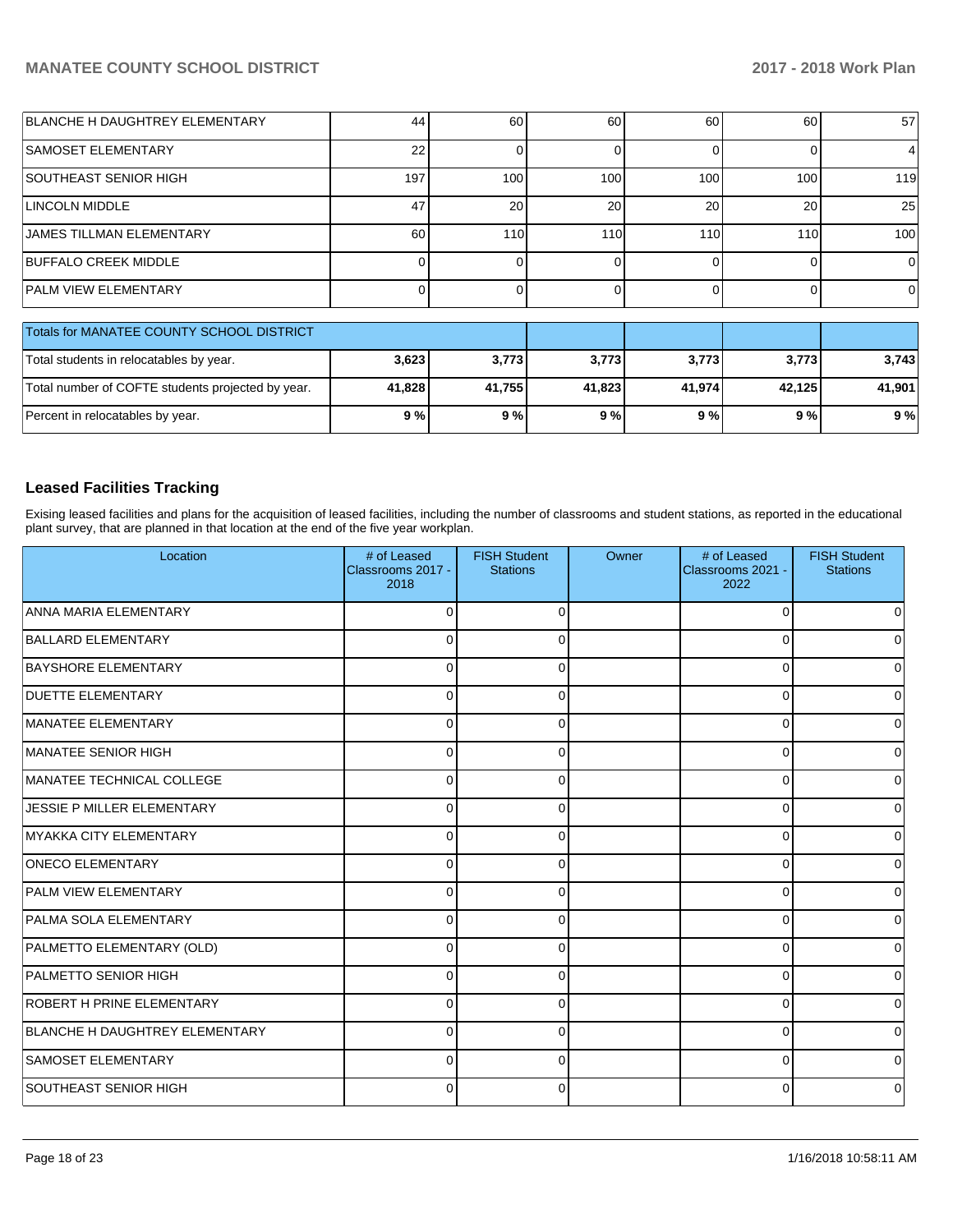| | | | | | | |
|---|---|---|---|---|---|---|
| BLANCHE H DAUGHTREY ELEMENTARY | 44 | 60 | 60 | 60 | 60 | 57 |
| SAMOSET ELEMENTARY | 22 | 0 | 0 | 0 | 0 | 4 |
| SOUTHEAST SENIOR HIGH | 197 | 100 | 100 | 100 | 100 | 119 |
| LINCOLN MIDDLE | 47 | 20 | 20 | 20 | 20 | 25 |
| JAMES TILLMAN ELEMENTARY | 60 | 110 | 110 | 110 | 110 | 100 |
| BUFFALO CREEK MIDDLE | 0 | 0 | 0 | 0 | 0 | 0 |
| PALM VIEW ELEMENTARY | 0 | 0 | 0 | 0 | 0 | 0 |

| Totals for MANATEE COUNTY SCHOOL DISTRICT | | | | | | |
|---|---|---|---|---|---|---|
| Total students in relocatables by year. | **3,623** | **3,773** | **3,773** | **3,773** | **3,773** | **3,743** |
| Total number of COFTE students projected by year. | **41,828** | **41,755** | **41,823** | **41,974** | **42,125** | **41,901** |
| Percent in relocatables by year. | **9 %** | **9 %** | **9 %** | **9 %** | **9 %** | **9 %** |

## Leased Facilities Tracking

Exising leased facilities and plans for the acquisition of leased facilities, including the number of classrooms and student stations, as reported in the educational plant survey, that are planned in that location at the end of the five year workplan.

| Location | # of Leased Classrooms 2017 - 2018 | FISH Student Stations | Owner | # of Leased Classrooms 2021 - 2022 | FISH Student Stations |
|---|---|---|---|---|---|
| ANNA MARIA ELEMENTARY | 0 | 0 | | 0 | 0 |
| BALLARD ELEMENTARY | 0 | 0 | | 0 | 0 |
| BAYSHORE ELEMENTARY | 0 | 0 | | 0 | 0 |
| DUETTE ELEMENTARY | 0 | 0 | | 0 | 0 |
| MANATEE ELEMENTARY | 0 | 0 | | 0 | 0 |
| MANATEE SENIOR HIGH | 0 | 0 | | 0 | 0 |
| MANATEE TECHNICAL COLLEGE | 0 | 0 | | 0 | 0 |
| JESSIE P MILLER ELEMENTARY | 0 | 0 | | 0 | 0 |
| MYAKKA CITY ELEMENTARY | 0 | 0 | | 0 | 0 |
| ONECO ELEMENTARY | 0 | 0 | | 0 | 0 |
| PALM VIEW ELEMENTARY | 0 | 0 | | 0 | 0 |
| PALMA SOLA ELEMENTARY | 0 | 0 | | 0 | 0 |
| PALMETTO ELEMENTARY (OLD) | 0 | 0 | | 0 | 0 |
| PALMETTO SENIOR HIGH | 0 | 0 | | 0 | 0 |
| ROBERT H PRINE ELEMENTARY | 0 | 0 | | 0 | 0 |
| BLANCHE H DAUGHTREY ELEMENTARY | 0 | 0 | | 0 | 0 |
| SAMOSET ELEMENTARY | 0 | 0 | | 0 | 0 |
| SOUTHEAST SENIOR HIGH | 0 | 0 | | 0 | 0 |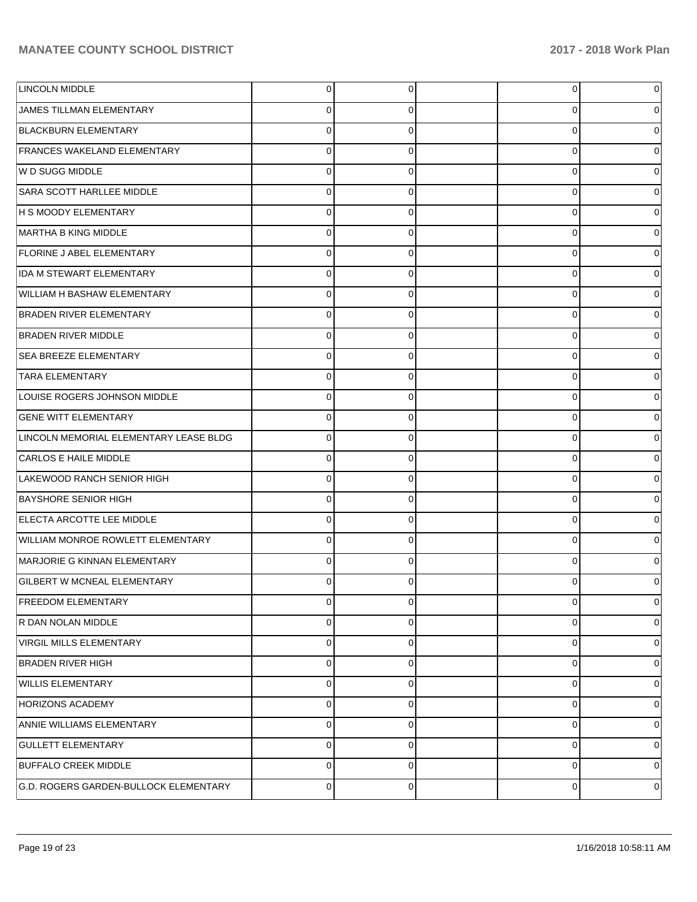| | | | | | |
|---|---|---|---|---|---|
| LINCOLN MIDDLE | 0 | 0 | | 0 | 0 |
| JAMES TILLMAN ELEMENTARY | 0 | 0 | | 0 | 0 |
| BLACKBURN ELEMENTARY | 0 | 0 | | 0 | 0 |
| FRANCES WAKELAND ELEMENTARY | 0 | 0 | | 0 | 0 |
| W D SUGG MIDDLE | 0 | 0 | | 0 | 0 |
| SARA SCOTT HARLLEE MIDDLE | 0 | 0 | | 0 | 0 |
| H S MOODY ELEMENTARY | 0 | 0 | | 0 | 0 |
| MARTHA B KING MIDDLE | 0 | 0 | | 0 | 0 |
| FLORINE J ABEL ELEMENTARY | 0 | 0 | | 0 | 0 |
| IDA M STEWART ELEMENTARY | 0 | 0 | | 0 | 0 |
| WILLIAM H BASHAW ELEMENTARY | 0 | 0 | | 0 | 0 |
| BRADEN RIVER ELEMENTARY | 0 | 0 | | 0 | 0 |
| BRADEN RIVER MIDDLE | 0 | 0 | | 0 | 0 |
| SEA BREEZE ELEMENTARY | 0 | 0 | | 0 | 0 |
| TARA ELEMENTARY | 0 | 0 | | 0 | 0 |
| LOUISE ROGERS JOHNSON MIDDLE | 0 | 0 | | 0 | 0 |
| GENE WITT ELEMENTARY | 0 | 0 | | 0 | 0 |
| LINCOLN MEMORIAL ELEMENTARY LEASE BLDG | 0 | 0 | | 0 | 0 |
| CARLOS E HAILE MIDDLE | 0 | 0 | | 0 | 0 |
| LAKEWOOD RANCH SENIOR HIGH | 0 | 0 | | 0 | 0 |
| BAYSHORE SENIOR HIGH | 0 | 0 | | 0 | 0 |
| ELECTA ARCOTTE LEE MIDDLE | 0 | 0 | | 0 | 0 |
| WILLIAM MONROE ROWLETT ELEMENTARY | 0 | 0 | | 0 | 0 |
| MARJORIE G KINNAN ELEMENTARY | 0 | 0 | | 0 | 0 |
| GILBERT W MCNEAL ELEMENTARY | 0 | 0 | | 0 | 0 |
| FREEDOM ELEMENTARY | 0 | 0 | | 0 | 0 |
| R DAN NOLAN MIDDLE | 0 | 0 | | 0 | 0 |
| VIRGIL MILLS ELEMENTARY | 0 | 0 | | 0 | 0 |
| BRADEN RIVER HIGH | 0 | 0 | | 0 | 0 |
| WILLIS ELEMENTARY | 0 | 0 | | 0 | 0 |
| HORIZONS ACADEMY | 0 | 0 | | 0 | 0 |
| ANNIE WILLIAMS ELEMENTARY | 0 | 0 | | 0 | 0 |
| GULLETT ELEMENTARY | 0 | 0 | | 0 | 0 |
| BUFFALO CREEK MIDDLE | 0 | 0 | | 0 | 0 |
| G.D. ROGERS GARDEN-BULLOCK ELEMENTARY | 0 | 0 | | 0 | 0 |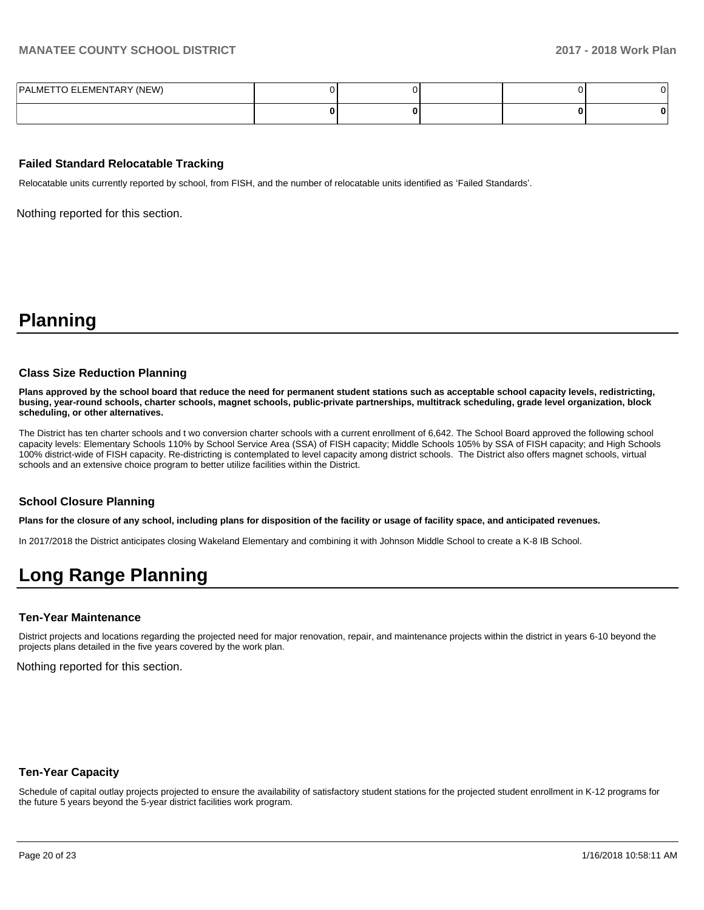| | | | | | |
|---|---|---|---|---|---|
| PALMETTO ELEMENTARY (NEW) | 0 | 0 | | 0 | 0 |
| | **0** | **0** | | **0** | **0** |

### Failed Standard Relocatable Tracking

Relocatable units currently reported by school, from FISH, and the number of relocatable units identified as 'Failed Standards'.

Nothing reported for this section.

# Planning

### Class Size Reduction Planning

**Plans approved by the school board that reduce the need for permanent student stations such as acceptable school capacity levels, redistricting, busing, year-round schools, charter schools, magnet schools, public-private partnerships, multitrack scheduling, grade level organization, block scheduling, or other alternatives.**

The District has ten charter schools and t wo conversion charter schools with a current enrollment of 6,642. The School Board approved the following school capacity levels: Elementary Schools 110% by School Service Area (SSA) of FISH capacity; Middle Schools 105% by SSA of FISH capacity; and High Schools 100% district-wide of FISH capacity. Re-districting is contemplated to level capacity among district schools. The District also offers magnet schools, virtual schools and an extensive choice program to better utilize facilities within the District.

### School Closure Planning

**Plans for the closure of any school, including plans for disposition of the facility or usage of facility space, and anticipated revenues.**

In 2017/2018 the District anticipates closing Wakeland Elementary and combining it with Johnson Middle School to create a K-8 IB School.

# Long Range Planning

### Ten-Year Maintenance

District projects and locations regarding the projected need for major renovation, repair, and maintenance projects within the district in years 6-10 beyond the projects plans detailed in the five years covered by the work plan.

Nothing reported for this section.

### Ten-Year Capacity

Schedule of capital outlay projects projected to ensure the availability of satisfactory student stations for the projected student enrollment in K-12 programs for the future 5 years beyond the 5-year district facilities work program.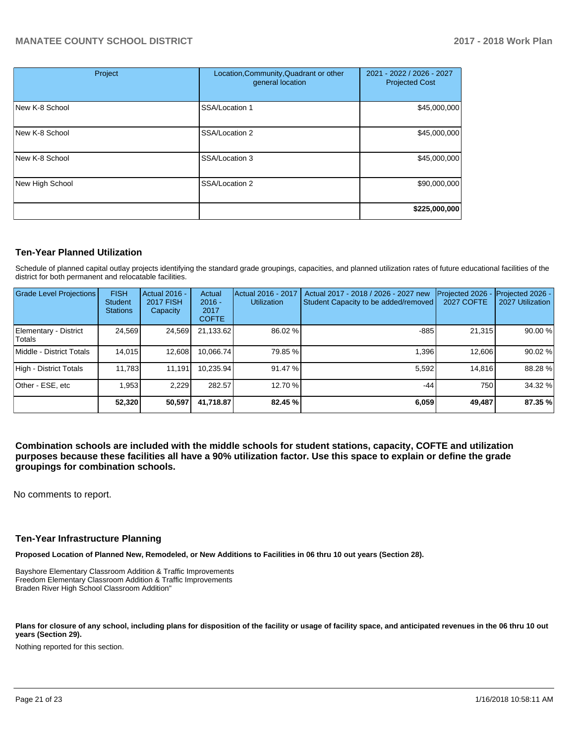| Project | Location,Community,Quadrant or other general location | 2021 - 2022 / 2026 - 2027 Projected Cost |
|---|---|---|
| New K-8 School | SSA/Location 1 | $45,000,000 |
| New K-8 School | SSA/Location 2 | $45,000,000 |
| New K-8 School | SSA/Location 3 | $45,000,000 |
| New High School | SSA/Location 2 | $90,000,000 |
| | | **$225,000,000** |

## Ten-Year Planned Utilization

Schedule of planned capital outlay projects identifying the standard grade groupings, capacities, and planned utilization rates of future educational facilities of the district for both permanent and relocatable facilities.

| Grade Level Projections | FISH Student Stations | Actual 2016 - 2017 FISH Capacity | Actual 2016 - 2017 COFTE | Actual 2016 - 2017 Utilization | Actual 2017 - 2018 / 2026 - 2027 new Student Capacity to be added/removed | Projected 2026 - 2027 COFTE | Projected 2026 - 2027 Utilization |
|---|---|---|---|---|---|---|---|
| Elementary - District Totals | 24,569 | 24,569 | 21,133.62 | 86.02 % | -885 | 21,315 | 90.00 % |
| Middle - District Totals | 14,015 | 12,608 | 10,066.74 | 79.85 % | 1,396 | 12,606 | 90.02 % |
| High - District Totals | 11,783 | 11,191 | 10,235.94 | 91.47 % | 5,592 | 14,816 | 88.28 % |
| Other - ESE, etc | 1,953 | 2,229 | 282.57 | 12.70 % | -44 | 750 | 34.32 % |
| | **52,320** | **50,597** | **41,718.87** | **82.45 %** | **6,059** | **49,487** | **87.35 %** |

**Combination schools are included with the middle schools for student stations, capacity, COFTE and utilization purposes because these facilities all have a 90% utilization factor. Use this space to explain or define the grade groupings for combination schools.**

No comments to report.

## Ten-Year Infrastructure Planning

**Proposed Location of Planned New, Remodeled, or New Additions to Facilities in 06 thru 10 out years (Section 28).**

Bayshore Elementary Classroom Addition & Traffic Improvements
Freedom Elementary Classroom Addition & Traffic Improvements
Braden River High School Classroom Addition"

**Plans for closure of any school, including plans for disposition of the facility or usage of facility space, and anticipated revenues in the 06 thru 10 out years (Section 29).**

Nothing reported for this section.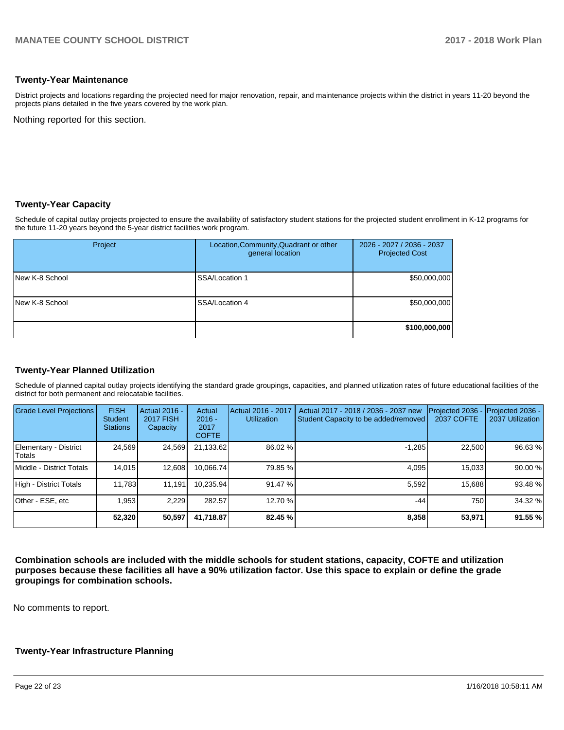## Twenty-Year Maintenance

District projects and locations regarding the projected need for major renovation, repair, and maintenance projects within the district in years 11-20 beyond the projects plans detailed in the five years covered by the work plan.

Nothing reported for this section.

## Twenty-Year Capacity

Schedule of capital outlay projects projected to ensure the availability of satisfactory student stations for the projected student enrollment in K-12 programs for the future 11-20 years beyond the 5-year district facilities work program.

| Project | Location,Community,Quadrant or other general location | 2026 - 2027 / 2036 - 2037 Projected Cost |
|---|---|---|
| New K-8 School | SSA/Location 1 | $50,000,000 |
| New K-8 School | SSA/Location 4 | $50,000,000 |
| | | **$100,000,000** |

## Twenty-Year Planned Utilization

Schedule of planned capital outlay projects identifying the standard grade groupings, capacities, and planned utilization rates of future educational facilities of the district for both permanent and relocatable facilities.

| Grade Level Projections | FISH Student Stations | Actual 2016 - 2017 FISH Capacity | Actual 2016 - 2017 COFTE | Actual 2016 - 2017 Utilization | Actual 2017 - 2018 / 2036 - 2037 new Student Capacity to be added/removed | Projected 2036 - 2037 COFTE | Projected 2036 - 2037 Utilization |
|---|---|---|---|---|---|---|---|
| Elementary - District Totals | 24,569 | 24,569 | 21,133.62 | 86.02 % | -1,285 | 22,500 | 96.63 % |
| Middle - District Totals | 14,015 | 12,608 | 10,066.74 | 79.85 % | 4,095 | 15,033 | 90.00 % |
| High - District Totals | 11,783 | 11,191 | 10,235.94 | 91.47 % | 5,592 | 15,688 | 93.48 % |
| Other - ESE, etc | 1,953 | 2,229 | 282.57 | 12.70 % | -44 | 750 | 34.32 % |
| | **52,320** | **50,597** | **41,718.87** | **82.45 %** | **8,358** | **53,971** | **91.55 %** |

**Combination schools are included with the middle schools for student stations, capacity, COFTE and utilization purposes because these facilities all have a 90% utilization factor. Use this space to explain or define the grade groupings for combination schools.**

No comments to report.

## Twenty-Year Infrastructure Planning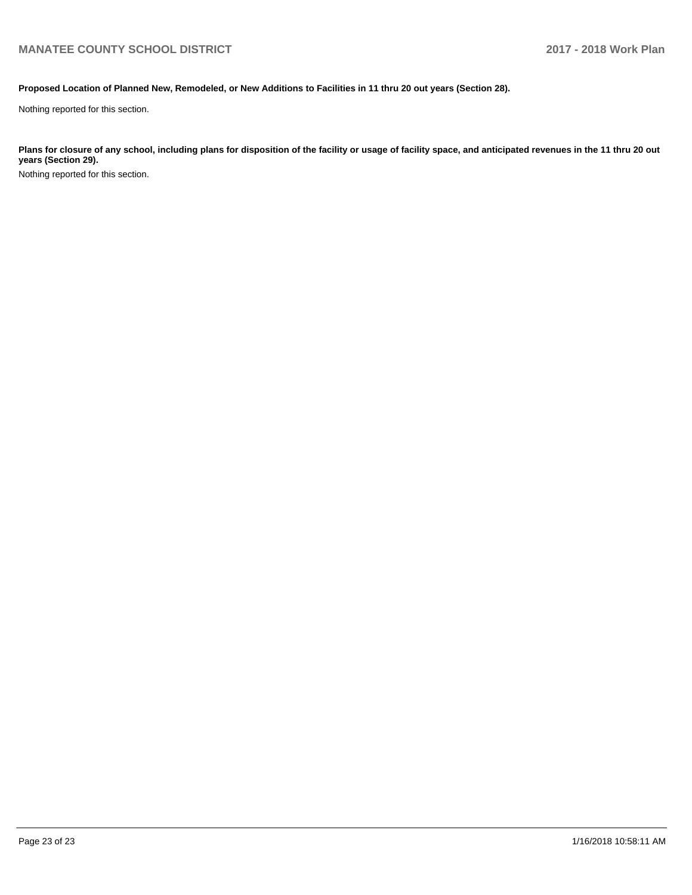**Proposed Location of Planned New, Remodeled, or New Additions to Facilities in 11 thru 20 out years (Section 28).**

Nothing reported for this section.

**Plans for closure of any school, including plans for disposition of the facility or usage of facility space, and anticipated revenues in the 11 thru 20 out years (Section 29).**

Nothing reported for this section.